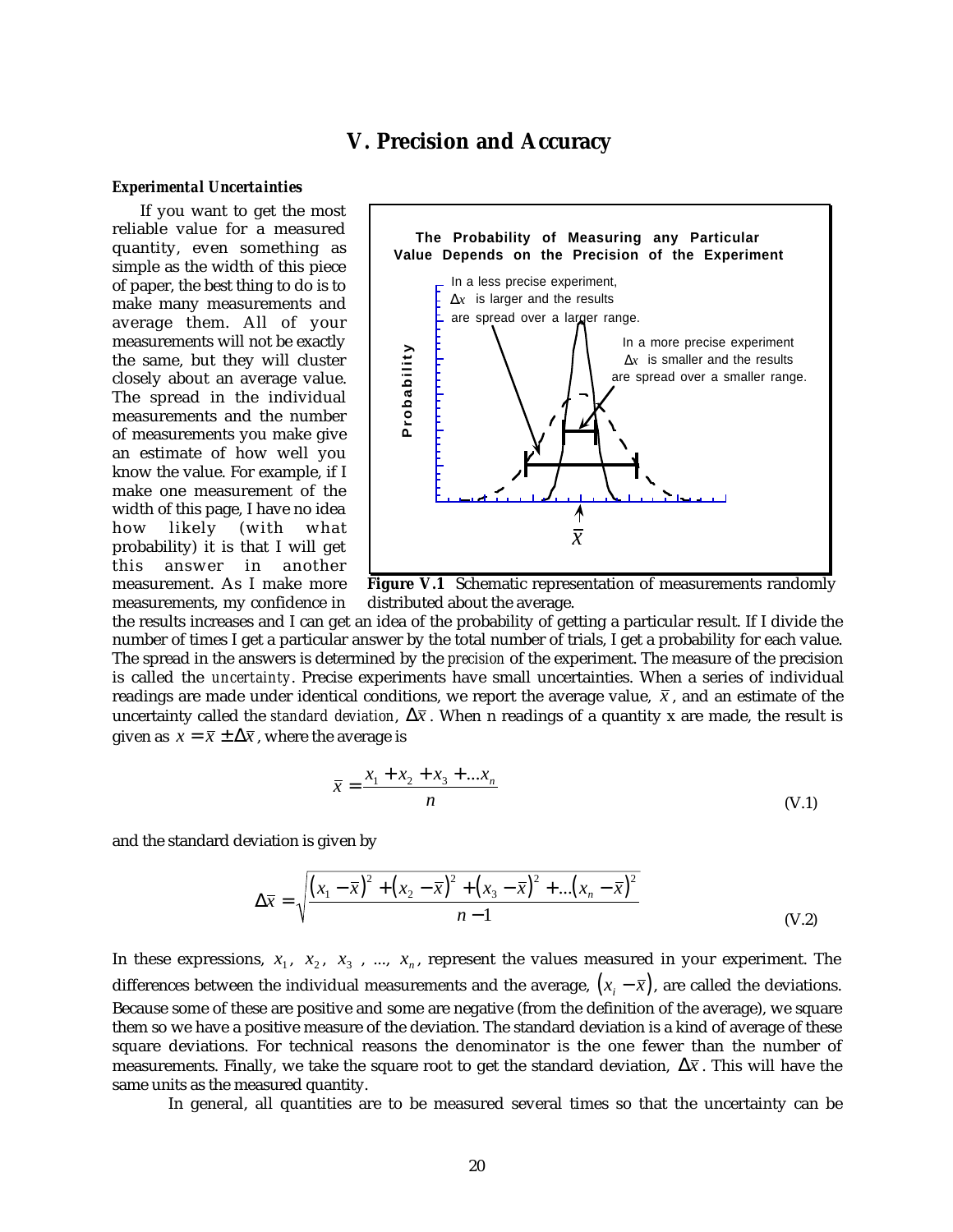# V. Precision and Accuracy

***Experimental Uncertainties***

If you want to get the most reliable value for a measured quantity, even something as simple as the width of this piece of paper, the best thing to do is to make many measurements and average them. All of your measurements will not be exactly the same, but they will cluster closely about an average value. The spread in the individual measurements and the number of measurements you make give an estimate of how well you know the value. For example, if I make one measurement of the width of this page, I have no idea how likely (with what probability) it is that I will get this answer in another measurement. As I make more measurements, my confidence in the results increases and I can get an idea of the probability of getting a particular result. If I divide the number of times I get a particular answer by the total number of trials, I get a probability for each value. The spread in the answers is determined by the *precision* of the experiment. The measure of the precision is called the *uncertainty*. Precise experiments have small uncertainties. When a series of individual readings are made under identical conditions, we report the average value, $\bar{x}$, and an estimate of the uncertainty called the *standard deviation*, $\Delta\bar{x}$. When n readings of a quantity x are made, the result is given as $x = \bar{x} \pm \Delta\bar{x}$, where the average is

**Figure V.1** Schematic representation of measurements randomly distributed about the average.

$$\bar{x} = \frac{x_1 + x_2 + x_3 + \ldots x_n}{n} \tag{V.1}$$

and the standard deviation is given by

$$\Delta\bar{x} = \sqrt{\frac{(x_1 - \bar{x})^2 + (x_2 - \bar{x})^2 + (x_3 - \bar{x})^2 + \ldots (x_n - \bar{x})^2}{n-1}} \tag{V.2}$$

In these expressions, $x_1$, $x_2$, $x_3$ , ..., $x_n$, represent the values measured in your experiment. The differences between the individual measurements and the average, $(x_i - \bar{x})$, are called the deviations. Because some of these are positive and some are negative (from the definition of the average), we square them so we have a positive measure of the deviation. The standard deviation is a kind of average of these square deviations. For technical reasons the denominator is the one fewer than the number of measurements. Finally, we take the square root to get the standard deviation, $\Delta\bar{x}$. This will have the same units as the measured quantity.

In general, all quantities are to be measured several times so that the uncertainty can be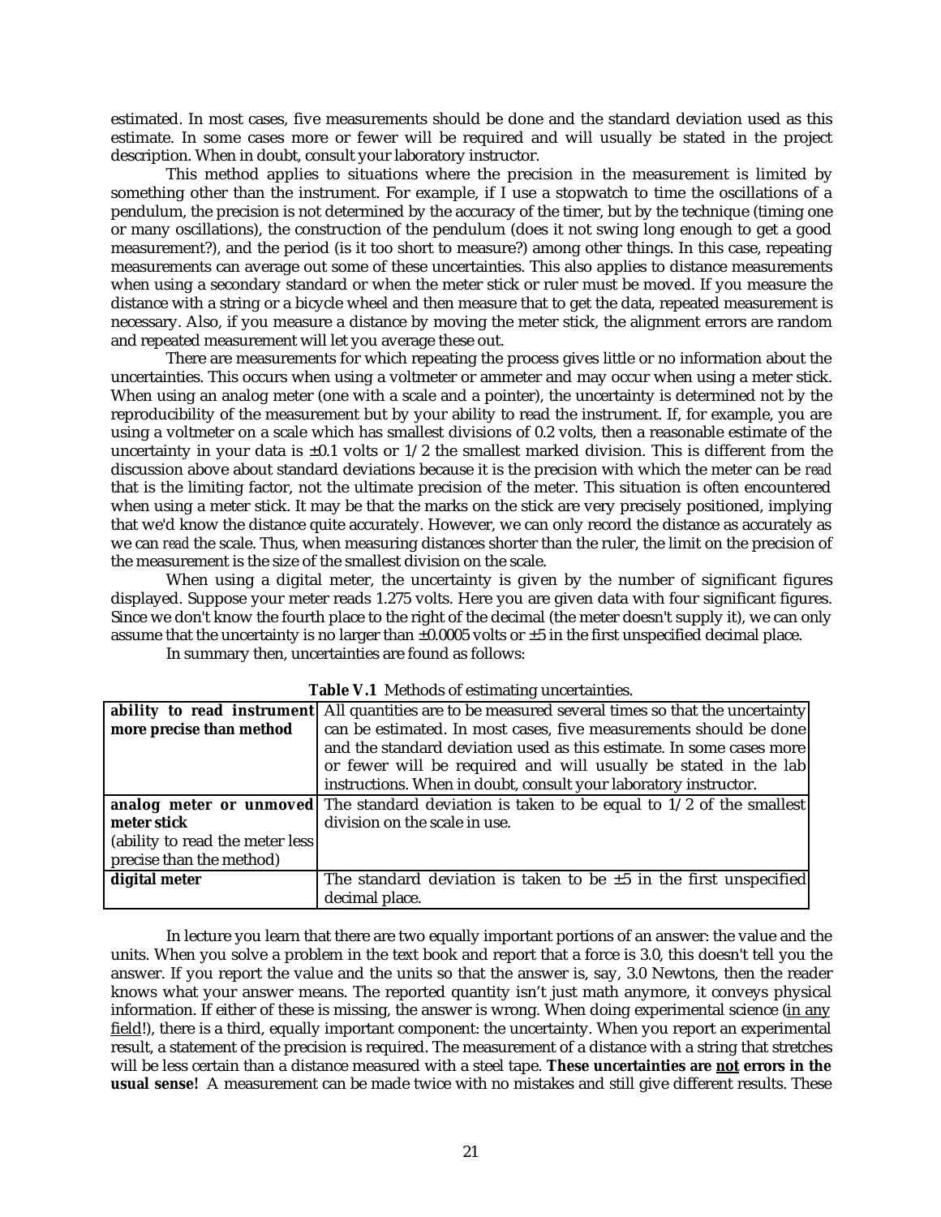estimated. In most cases, five measurements should be done and the standard deviation used as this estimate. In some cases more or fewer will be required and will usually be stated in the project description. When in doubt, consult your laboratory instructor.

This method applies to situations where the precision in the measurement is limited by something other than the instrument. For example, if I use a stopwatch to time the oscillations of a pendulum, the precision is not determined by the accuracy of the timer, but by the technique (timing one or many oscillations), the construction of the pendulum (does it not swing long enough to get a good measurement?), and the period (is it too short to measure?) among other things. In this case, repeating measurements can average out some of these uncertainties. This also applies to distance measurements when using a secondary standard or when the meter stick or ruler must be moved. If you measure the distance with a string or a bicycle wheel and then measure that to get the data, repeated measurement is necessary. Also, if you measure a distance by moving the meter stick, the alignment errors are random and repeated measurement will let you average these out.

There are measurements for which repeating the process gives little or no information about the uncertainties. This occurs when using a voltmeter or ammeter and may occur when using a meter stick. When using an analog meter (one with a scale and a pointer), the uncertainty is determined not by the reproducibility of the measurement but by your ability to read the instrument. If, for example, you are using a voltmeter on a scale which has smallest divisions of 0.2 volts, then a reasonable estimate of the uncertainty in your data is ±0.1 volts or 1/2 the smallest marked division. This is different from the discussion above about standard deviations because it is the precision with which the meter can be *read* that is the limiting factor, not the ultimate precision of the meter. This situation is often encountered when using a meter stick. It may be that the marks on the stick are very precisely positioned, implying that we'd know the distance quite accurately. However, we can only record the distance as accurately as we can *read* the scale. Thus, when measuring distances shorter than the ruler, the limit on the precision of the measurement is the size of the smallest division on the scale.

When using a digital meter, the uncertainty is given by the number of significant figures displayed. Suppose your meter reads 1.275 volts. Here you are given data with four significant figures. Since we don't know the fourth place to the right of the decimal (the meter doesn't supply it), we can only assume that the uncertainty is no larger than ±0.0005 volts or ±5 in the first unspecified decimal place.

In summary then, uncertainties are found as follows:

**Table V.1** Methods of estimating uncertainties.

| | |
|---|---|
| **ability to read instrument more precise than method** | All quantities are to be measured several times so that the uncertainty can be estimated. In most cases, five measurements should be done and the standard deviation used as this estimate. In some cases more or fewer will be required and will usually be stated in the lab instructions. When in doubt, consult your laboratory instructor. |
| **analog meter or unmoved meter stick** (ability to read the meter less precise than the method) | The standard deviation is taken to be equal to 1/2 of the smallest division on the scale in use. |
| **digital meter** | The standard deviation is taken to be ±5 in the first unspecified decimal place. |

In lecture you learn that there are two equally important portions of an answer: the value and the units. When you solve a problem in the text book and report that a force is 3.0, this doesn't tell you the answer. If you report the value and the units so that the answer is, say, 3.0 Newtons, then the reader knows what your answer means. The reported quantity isn't just math anymore, it conveys physical information. If either of these is missing, the answer is wrong. When doing experimental science (in any field!), there is a third, equally important component: the uncertainty. When you report an experimental result, a statement of the precision is required. The measurement of a distance with a string that stretches will be less certain than a distance measured with a steel tape. **These uncertainties are <u>not</u> errors in the usual sense!** A measurement can be made twice with no mistakes and still give different results. These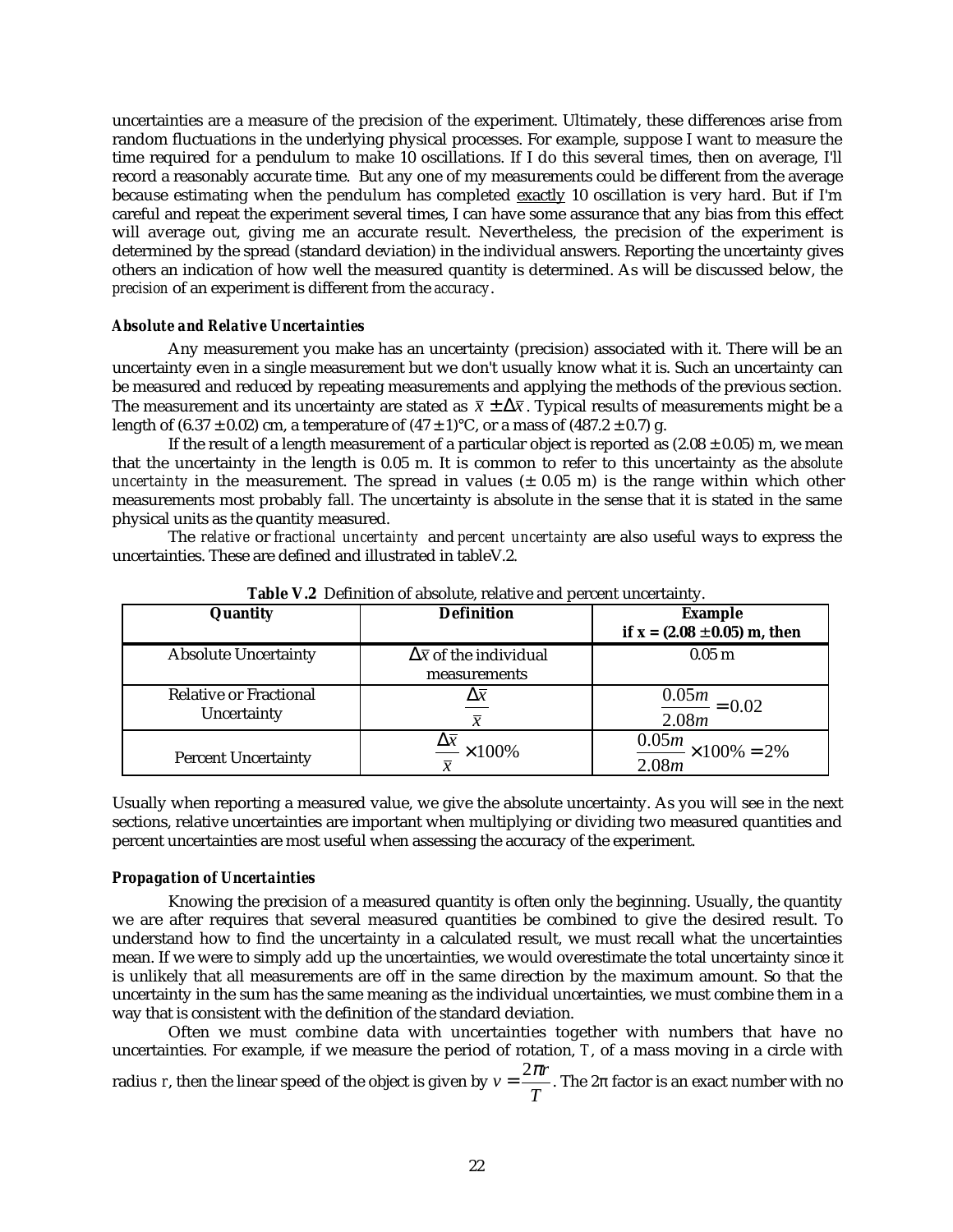uncertainties are a measure of the precision of the experiment. Ultimately, these differences arise from random fluctuations in the underlying physical processes. For example, suppose I want to measure the time required for a pendulum to make 10 oscillations. If I do this several times, then on average, I'll record a reasonably accurate time. But any one of my measurements could be different from the average because estimating when the pendulum has completed exactly 10 oscillation is very hard. But if I'm careful and repeat the experiment several times, I can have some assurance that any bias from this effect will average out, giving me an accurate result. Nevertheless, the precision of the experiment is determined by the spread (standard deviation) in the individual answers. Reporting the uncertainty gives others an indication of how well the measured quantity is determined. As will be discussed below, the *precision* of an experiment is different from the *accuracy*.

***Absolute and Relative Uncertainties***

Any measurement you make has an uncertainty (precision) associated with it. There will be an uncertainty even in a single measurement but we don't usually know what it is. Such an uncertainty can be measured and reduced by repeating measurements and applying the methods of the previous section. The measurement and its uncertainty are stated as $\bar{x} \pm \Delta\bar{x}$. Typical results of measurements might be a length of (6.37 ± 0.02) cm, a temperature of (47 ± 1)°C, or a mass of (487.2 ± 0.7) g.

If the result of a length measurement of a particular object is reported as (2.08 ± 0.05) m, we mean that the uncertainty in the length is 0.05 m. It is common to refer to this uncertainty as the *absolute uncertainty* in the measurement. The spread in values (± 0.05 m) is the range within which other measurements most probably fall. The uncertainty is absolute in the sense that it is stated in the same physical units as the quantity measured.

The *relative* or *fractional uncertainty* and *percent uncertainty* are also useful ways to express the uncertainties. These are defined and illustrated in tableV.2.

**Table V.2** Definition of absolute, relative and percent uncertainty.

| **Quantity** | **Definition** | **Example if x = (2.08 ±0.05) m, then** |
|---|---|---|
| Absolute Uncertainty | $\Delta\bar{x}$ of the individual measurements | 0.05 m |
| Relative or Fractional Uncertainty | $\frac{\Delta\bar{x}}{\bar{x}}$ | $\frac{0.05m}{2.08m} = 0.02$ |
| Percent Uncertainty | $\frac{\Delta\bar{x}}{\bar{x}} \times 100\%$ | $\frac{0.05m}{2.08m} \times 100\% = 2\%$ |

Usually when reporting a measured value, we give the absolute uncertainty. As you will see in the next sections, relative uncertainties are important when multiplying or dividing two measured quantities and percent uncertainties are most useful when assessing the accuracy of the experiment.

***Propagation of Uncertainties***

Knowing the precision of a measured quantity is often only the beginning. Usually, the quantity we are after requires that several measured quantities be combined to give the desired result. To understand how to find the uncertainty in a calculated result, we must recall what the uncertainties mean. If we were to simply add up the uncertainties, we would overestimate the total uncertainty since it is unlikely that all measurements are off in the same direction by the maximum amount. So that the uncertainty in the sum has the same meaning as the individual uncertainties, we must combine them in a way that is consistent with the definition of the standard deviation.

Often we must combine data with uncertainties together with numbers that have no uncertainties. For example, if we measure the period of rotation, $T$, of a mass moving in a circle with radius $r$, then the linear speed of the object is given by $v = \frac{2\pi r}{T}$. The 2π factor is an exact number with no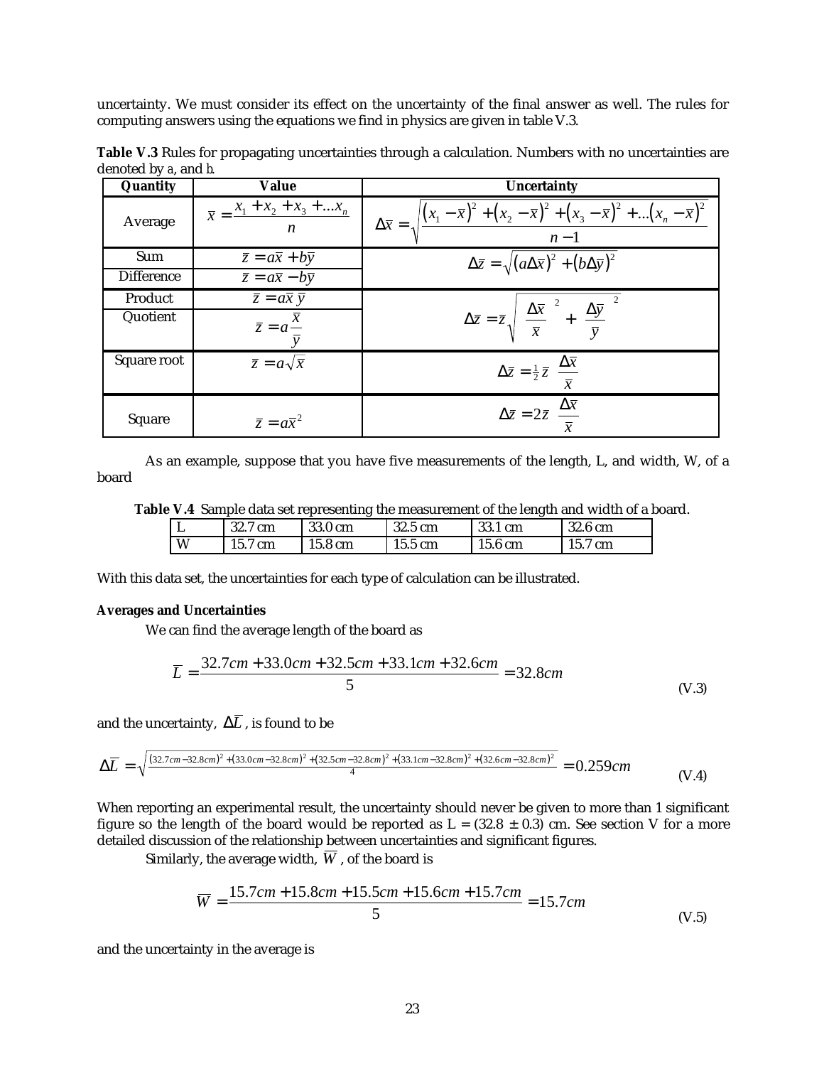uncertainty. We must consider its effect on the uncertainty of the final answer as well. The rules for computing answers using the equations we find in physics are given in table V.3.

**Table V.3** Rules for propagating uncertainties through a calculation. Numbers with no uncertainties are denoted by *a*, and *b*.

| Quantity | Value | Uncertainty |
|---|---|---|
| Average | $\bar{x} = \frac{x_1 + x_2 + x_3 + \ldots x_n}{n}$ | $\Delta\bar{x} = \sqrt{\frac{(x_1 - \bar{x})^2 + (x_2 - \bar{x})^2 + (x_3 - \bar{x})^2 + \ldots (x_n - \bar{x})^2}{n-1}}$ |
| Sum | $\bar{z} = a\bar{x} + b\bar{y}$ | $\Delta\bar{z} = \sqrt{(a\Delta\bar{x})^2 + (b\Delta\bar{y})^2}$ |
| Difference | $\bar{z} = a\bar{x} - b\bar{y}$ | |
| Product | $\bar{z} = a\bar{x}\,\bar{y}$ | $\Delta\bar{z} = \bar{z}\sqrt{\left(\frac{\Delta\bar{x}}{\bar{x}}\right)^2 + \left(\frac{\Delta\bar{y}}{\bar{y}}\right)^2}$ |
| Quotient | $\bar{z} = a\frac{\bar{x}}{\bar{y}}$ | |
| Square root | $\bar{z} = a\sqrt{\bar{x}}$ | $\Delta\bar{z} = \frac{1}{2}\bar{z}\left(\frac{\Delta\bar{x}}{\bar{x}}\right)$ |
| Square | $\bar{z} = a\bar{x}^2$ | $\Delta\bar{z} = 2\bar{z}\left(\frac{\Delta\bar{x}}{\bar{x}}\right)$ |

As an example, suppose that you have five measurements of the length, L, and width, W, of a board

**Table V.4** Sample data set representing the measurement of the length and width of a board.

| | | | | | |
|---|---|---|---|---|---|
| L | 32.7 cm | 33.0 cm | 32.5 cm | 33.1 cm | 32.6 cm |
| W | 15.7 cm | 15.8 cm | 15.5 cm | 15.6 cm | 15.7 cm |

With this data set, the uncertainties for each type of calculation can be illustrated.

**Averages and Uncertainties**

We can find the average length of the board as

$$\bar{L} = \frac{32.7cm + 33.0cm + 32.5cm + 33.1cm + 32.6cm}{5} = 32.8cm \tag{V.3}$$

and the uncertainty, $\Delta\bar{L}$, is found to be

$$\Delta\bar{L} = \sqrt{\frac{(32.7cm - 32.8cm)^2 + (33.0cm - 32.8cm)^2 + (32.5cm - 32.8cm)^2 + (33.1cm - 32.8cm)^2 + (32.6cm - 32.8cm)^2}{4}} = 0.259cm \tag{V.4}$$

When reporting an experimental result, the uncertainty should never be given to more than 1 significant figure so the length of the board would be reported as L = (32.8 ± 0.3) cm. See section V for a more detailed discussion of the relationship between uncertainties and significant figures.

Similarly, the average width, $\bar{W}$, of the board is

$$\bar{W} = \frac{15.7cm + 15.8cm + 15.5cm + 15.6cm + 15.7cm}{5} = 15.7cm \tag{V.5}$$

and the uncertainty in the average is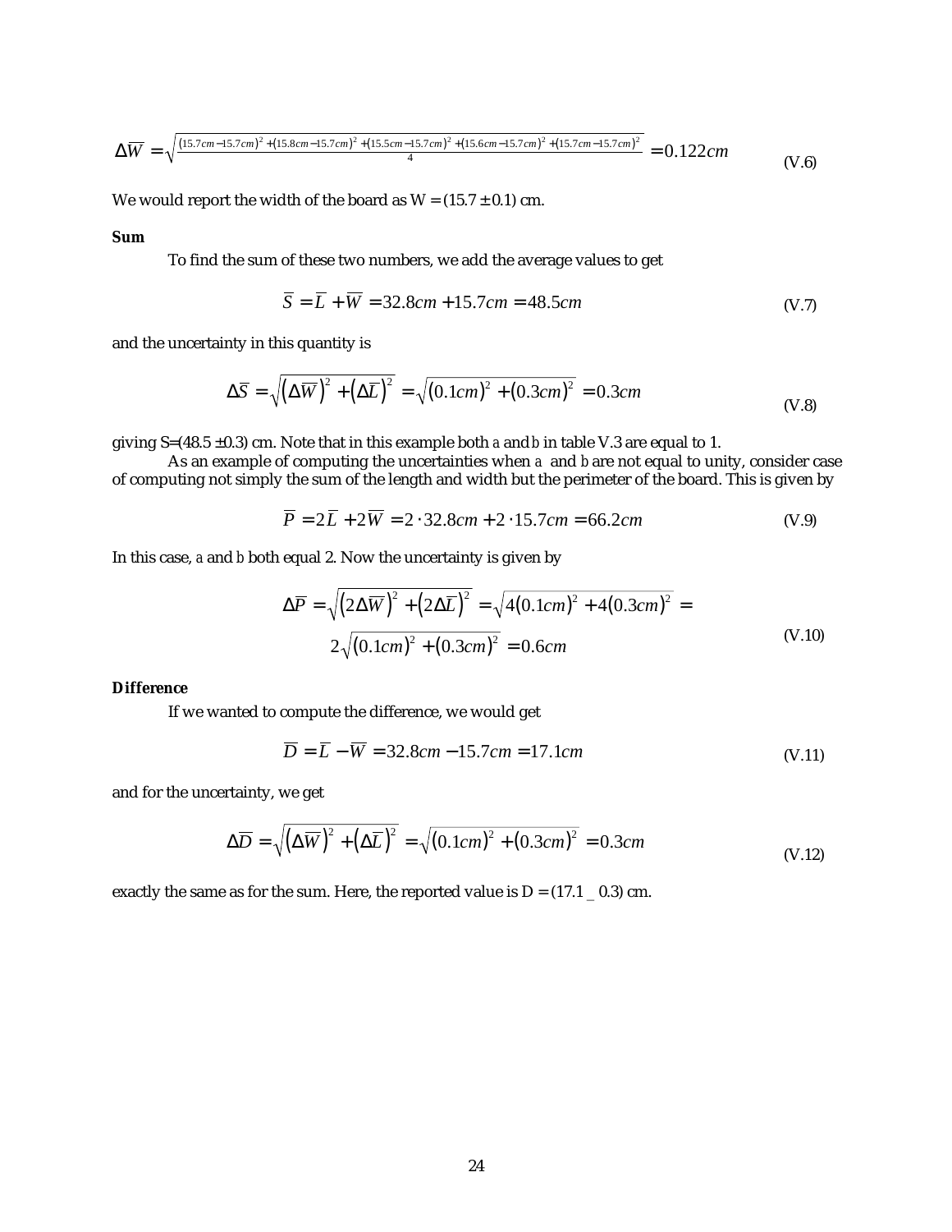$$\Delta\overline{W} = \sqrt{\frac{(15.7cm - 15.7cm)^2 + (15.8cm - 15.7cm)^2 + (15.5cm - 15.7cm)^2 + (15.6cm - 15.7cm)^2 + (15.7cm - 15.7cm)^2}{4}} = 0.122cm \tag{V.6}$$

We would report the width of the board as W = (15.7 ± 0.1) cm.

**Sum**

To find the sum of these two numbers, we add the average values to get

$$\overline{S} = \overline{L} + \overline{W} = 32.8cm + 15.7cm = 48.5cm \tag{V.7}$$

and the uncertainty in this quantity is

$$\Delta\overline{S} = \sqrt{\left(\Delta\overline{W}\right)^2 + \left(\Delta\overline{L}\right)^2} = \sqrt{(0.1cm)^2 + (0.3cm)^2} = 0.3cm \tag{V.8}$$

giving S=(48.5 ±0.3) cm. Note that in this example both $a$ and $b$ in table V.3 are equal to 1.

As an example of computing the uncertainties when $a$ and $b$ are not equal to unity, consider case of computing not simply the sum of the length and width but the perimeter of the board. This is given by

$$\overline{P} = 2\overline{L} + 2\overline{W} = 2 \cdot 32.8cm + 2 \cdot 15.7cm = 66.2cm \tag{V.9}$$

In this case, $a$ and $b$ both equal 2. Now the uncertainty is given by

$$\Delta\overline{P} = \sqrt{\left(2\Delta\overline{W}\right)^2 + \left(2\Delta\overline{L}\right)^2} = \sqrt{4(0.1cm)^2 + 4(0.3cm)^2} = 2\sqrt{(0.1cm)^2 + (0.3cm)^2} = 0.6cm \tag{V.10}$$

**Difference**

If we wanted to compute the difference, we would get

$$\overline{D} = \overline{L} - \overline{W} = 32.8cm - 15.7cm = 17.1cm \tag{V.11}$$

and for the uncertainty, we get

$$\Delta\overline{D} = \sqrt{\left(\Delta\overline{W}\right)^2 + \left(\Delta\overline{L}\right)^2} = \sqrt{(0.1cm)^2 + (0.3cm)^2} = 0.3cm \tag{V.12}$$

exactly the same as for the sum. Here, the reported value is D = (17.1 _ 0.3) cm.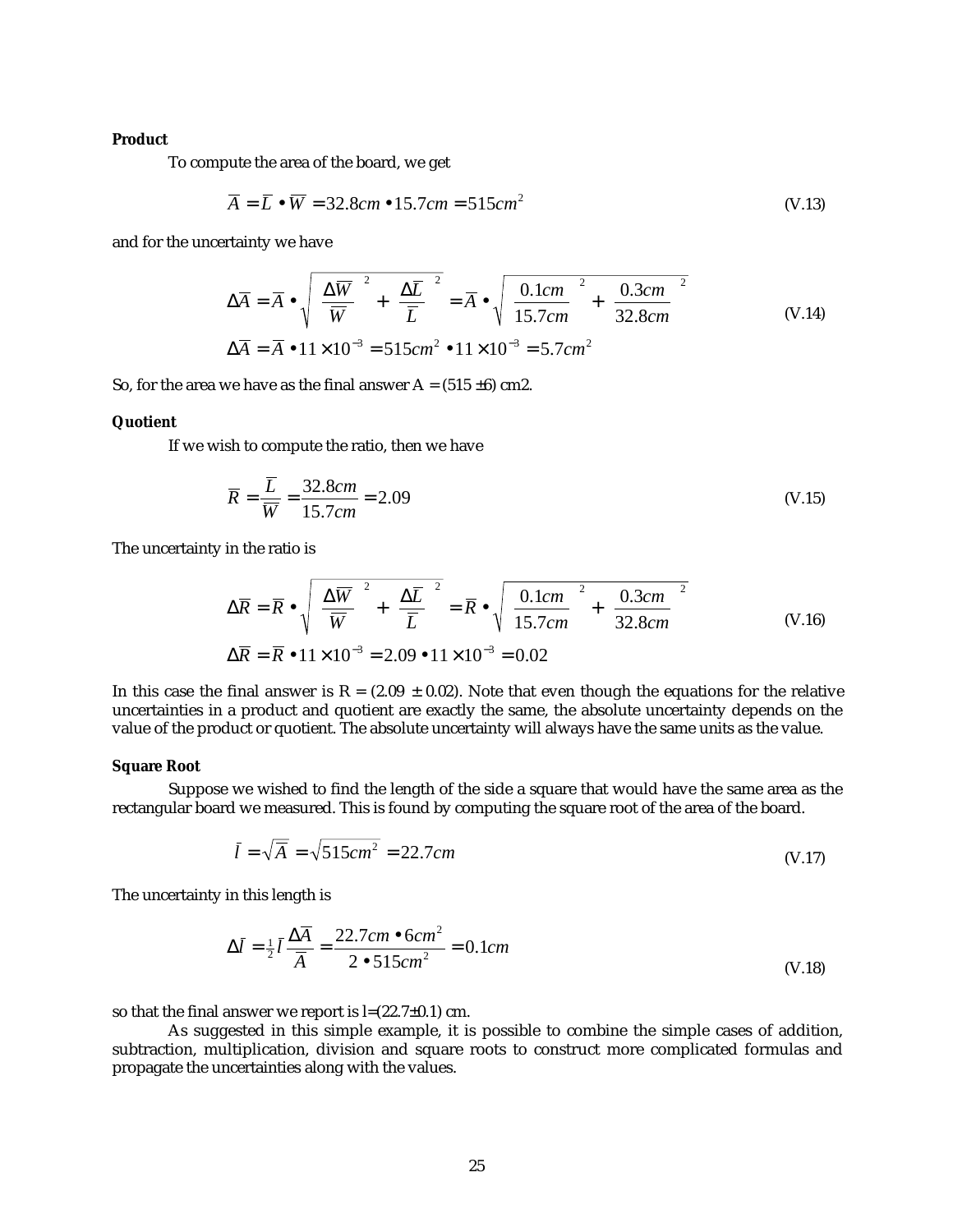**Product**

To compute the area of the board, we get

$$\overline{A} = \overline{L} \bullet \overline{W} = 32.8cm \bullet 15.7cm = 515cm^2 \tag{V.13}$$

and for the uncertainty we have

$$\Delta\overline{A} = \overline{A} \bullet \sqrt{\left(\frac{\Delta\overline{W}}{\overline{W}}\right)^2 + \left(\frac{\Delta\overline{L}}{\overline{L}}\right)^2} = \overline{A} \bullet \sqrt{\left(\frac{0.1cm}{15.7cm}\right)^2 + \left(\frac{0.3cm}{32.8cm}\right)^2}$$
$$\Delta\overline{A} = \overline{A} \bullet 11 \times 10^{-3} = 515cm^2 \bullet 11 \times 10^{-3} = 5.7cm^2 \tag{V.14}$$

So, for the area we have as the final answer A = (515 ±6) cm2.

**Quotient**

If we wish to compute the ratio, then we have

$$\overline{R} = \frac{\overline{L}}{\overline{W}} = \frac{32.8cm}{15.7cm} = 2.09 \tag{V.15}$$

The uncertainty in the ratio is

$$\Delta\overline{R} = \overline{R} \bullet \sqrt{\left(\frac{\Delta\overline{W}}{\overline{W}}\right)^2 + \left(\frac{\Delta\overline{L}}{\overline{L}}\right)^2} = \overline{R} \bullet \sqrt{\left(\frac{0.1cm}{15.7cm}\right)^2 + \left(\frac{0.3cm}{32.8cm}\right)^2}$$
$$\Delta\overline{R} = \overline{R} \bullet 11 \times 10^{-3} = 2.09 \bullet 11 \times 10^{-3} = 0.02 \tag{V.16}$$

In this case the final answer is R = (2.09 ± 0.02). Note that even though the equations for the relative uncertainties in a product and quotient are exactly the same, the absolute uncertainty depends on the value of the product or quotient. The absolute uncertainty will always have the same units as the value.

**Square Root**

Suppose we wished to find the length of the side a square that would have the same area as the rectangular board we measured. This is found by computing the square root of the area of the board.

$$\bar{l} = \sqrt{\overline{A}} = \sqrt{515cm^2} = 22.7cm \tag{V.17}$$

The uncertainty in this length is

$$\Delta\bar{l} = \tfrac{1}{2}\bar{l}\,\frac{\Delta\overline{A}}{\overline{A}} = \frac{22.7cm \bullet 6cm^2}{2 \bullet 515cm^2} = 0.1cm \tag{V.18}$$

so that the final answer we report is l=(22.7±0.1) cm.

As suggested in this simple example, it is possible to combine the simple cases of addition, subtraction, multiplication, division and square roots to construct more complicated formulas and propagate the uncertainties along with the values.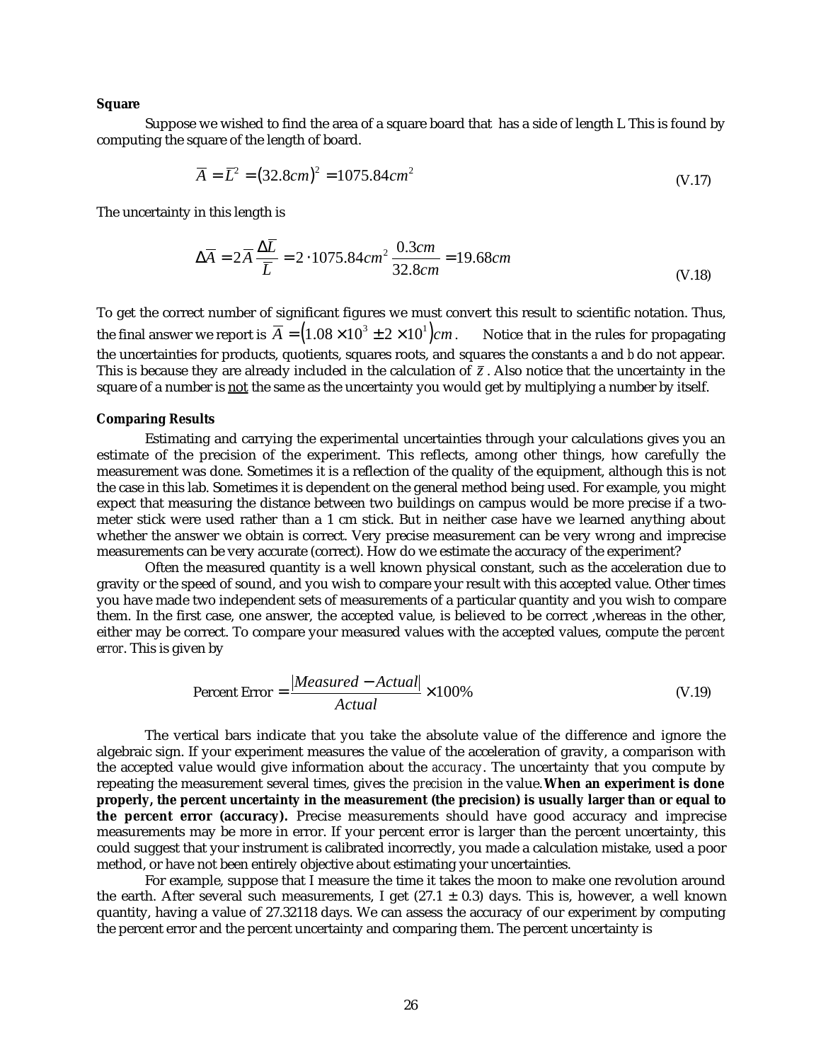**Square**

Suppose we wished to find the area of a square board that has a side of length L This is found by computing the square of the length of board.

$$\overline{A} = \overline{L}^2 = (32.8cm)^2 = 1075.84cm^2 \tag{V.17}$$

The uncertainty in this length is

$$\Delta\overline{A} = 2\overline{A}\frac{\Delta\overline{L}}{\overline{L}} = 2 \cdot 1075.84cm^2 \frac{0.3cm}{32.8cm} = 19.68cm \tag{V.18}$$

To get the correct number of significant figures we must convert this result to scientific notation. Thus, the final answer we report is $\overline{A} = \left(1.08 \times 10^3 \pm 2 \times 10^1\right)cm$. Notice that in the rules for propagating the uncertainties for products, quotients, squares roots, and squares the constants *a* and *b* do not appear. This is because they are already included in the calculation of $\overline{z}$. Also notice that the uncertainty in the square of a number is not the same as the uncertainty you would get by multiplying a number by itself.

**Comparing Results**

Estimating and carrying the experimental uncertainties through your calculations gives you an estimate of the precision of the experiment. This reflects, among other things, how carefully the measurement was done. Sometimes it is a reflection of the quality of the equipment, although this is not the case in this lab. Sometimes it is dependent on the general method being used. For example, you might expect that measuring the distance between two buildings on campus would be more precise if a two-meter stick were used rather than a 1 cm stick. But in neither case have we learned anything about whether the answer we obtain is correct. Very precise measurement can be very wrong and imprecise measurements can be very accurate (correct). How do we estimate the accuracy of the experiment?

Often the measured quantity is a well known physical constant, such as the acceleration due to gravity or the speed of sound, and you wish to compare your result with this accepted value. Other times you have made two independent sets of measurements of a particular quantity and you wish to compare them. In the first case, one answer, the accepted value, is believed to be correct ,whereas in the other, either may be correct. To compare your measured values with the accepted values, compute the *percent error*. This is given by

$$\text{Percent Error} = \frac{|Measured - Actual|}{Actual} \times 100\% \tag{V.19}$$

The vertical bars indicate that you take the absolute value of the difference and ignore the algebraic sign. If your experiment measures the value of the acceleration of gravity, a comparison with the accepted value would give information about the *accuracy*. The uncertainty that you compute by repeating the measurement several times, gives the *precision* in the value. **When an experiment is done properly, the percent uncertainty in the measurement (the precision) is usually larger than or equal to the percent error (accuracy).** Precise measurements should have good accuracy and imprecise measurements may be more in error. If your percent error is larger than the percent uncertainty, this could suggest that your instrument is calibrated incorrectly, you made a calculation mistake, used a poor method, or have not been entirely objective about estimating your uncertainties.

For example, suppose that I measure the time it takes the moon to make one revolution around the earth. After several such measurements, I get (27.1 ± 0.3) days. This is, however, a well known quantity, having a value of 27.32118 days. We can assess the accuracy of our experiment by computing the percent error and the percent uncertainty and comparing them. The percent uncertainty is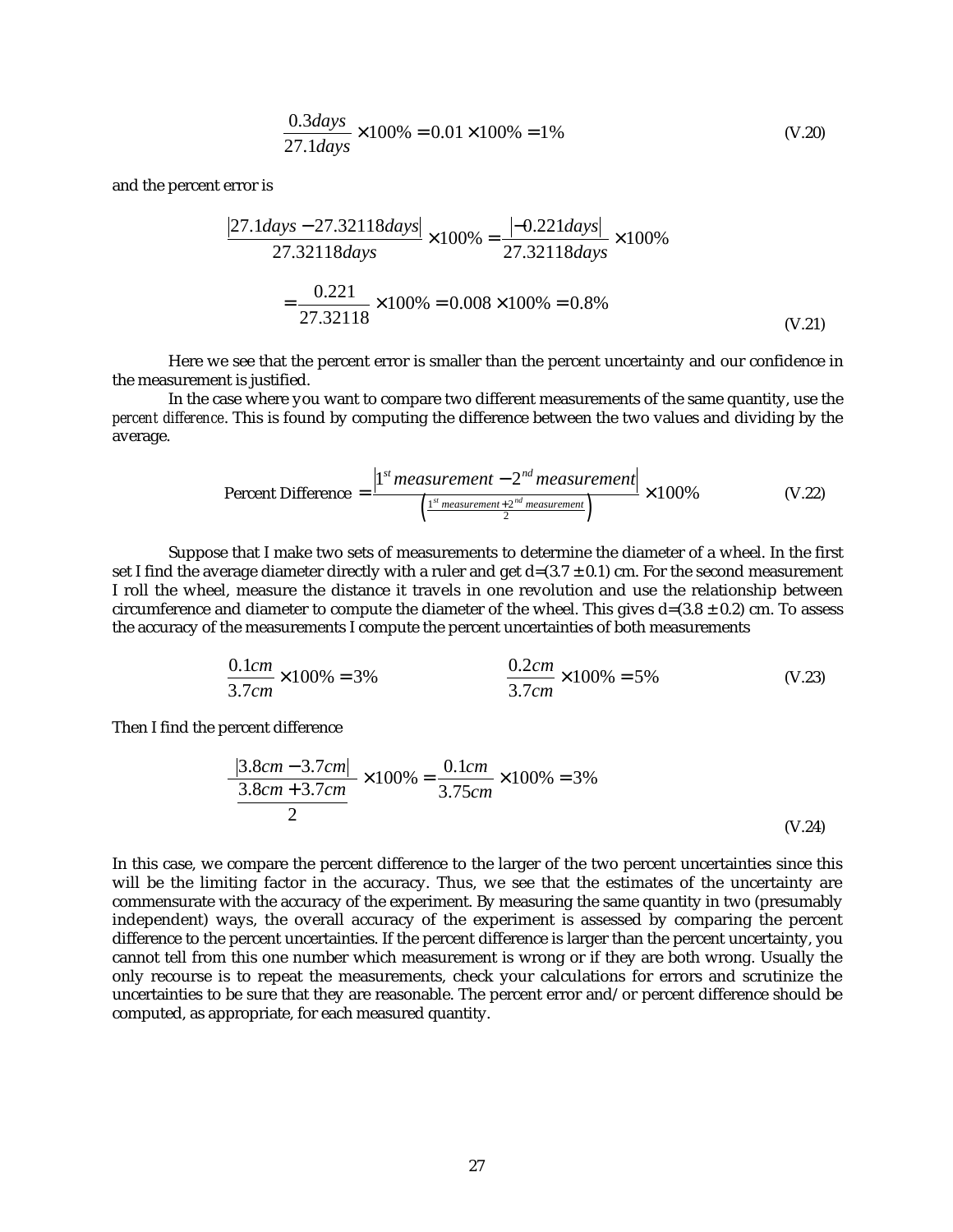$$\frac{0.3 days}{27.1 days} \times 100\% = 0.01 \times 100\% = 1\% \tag{V.20}$$

and the percent error is

$$\frac{|27.1 days - 27.32118 days|}{27.32118 days} \times 100\% = \frac{|-0.221 days|}{27.32118 days} \times 100\%$$
$$= \frac{0.221}{27.32118} \times 100\% = 0.008 \times 100\% = 0.8\% \tag{V.21}$$

Here we see that the percent error is smaller than the percent uncertainty and our confidence in the measurement is justified.

In the case where you want to compare two different measurements of the same quantity, use the *percent difference*. This is found by computing the difference between the two values and dividing by the average.

$$\text{Percent Difference } = \frac{|1^{st}\, measurement - 2^{nd}\, measurement|}{\left(\frac{1^{st}\, measurement + 2^{nd}\, measurement}{2}\right)} \times 100\% \tag{V.22}$$

Suppose that I make two sets of measurements to determine the diameter of a wheel. In the first set I find the average diameter directly with a ruler and get d=(3.7 ± 0.1) cm. For the second measurement I roll the wheel, measure the distance it travels in one revolution and use the relationship between circumference and diameter to compute the diameter of the wheel. This gives d=(3.8 ± 0.2) cm. To assess the accuracy of the measurements I compute the percent uncertainties of both measurements

$$\frac{0.1 cm}{3.7 cm} \times 100\% = 3\% \qquad\qquad \frac{0.2 cm}{3.7 cm} \times 100\% = 5\% \tag{V.23}$$

Then I find the percent difference

$$\frac{|3.8 cm - 3.7 cm|}{\frac{3.8 cm + 3.7 cm}{2}} \times 100\% = \frac{0.1 cm}{3.75 cm} \times 100\% = 3\% \tag{V.24}$$

In this case, we compare the percent difference to the larger of the two percent uncertainties since this will be the limiting factor in the accuracy. Thus, we see that the estimates of the uncertainty are commensurate with the accuracy of the experiment. By measuring the same quantity in two (presumably independent) ways, the overall accuracy of the experiment is assessed by comparing the percent difference to the percent uncertainties. If the percent difference is larger than the percent uncertainty, you cannot tell from this one number which measurement is wrong or if they are both wrong. Usually the only recourse is to repeat the measurements, check your calculations for errors and scrutinize the uncertainties to be sure that they are reasonable. The percent error and/or percent difference should be computed, as appropriate, for each measured quantity.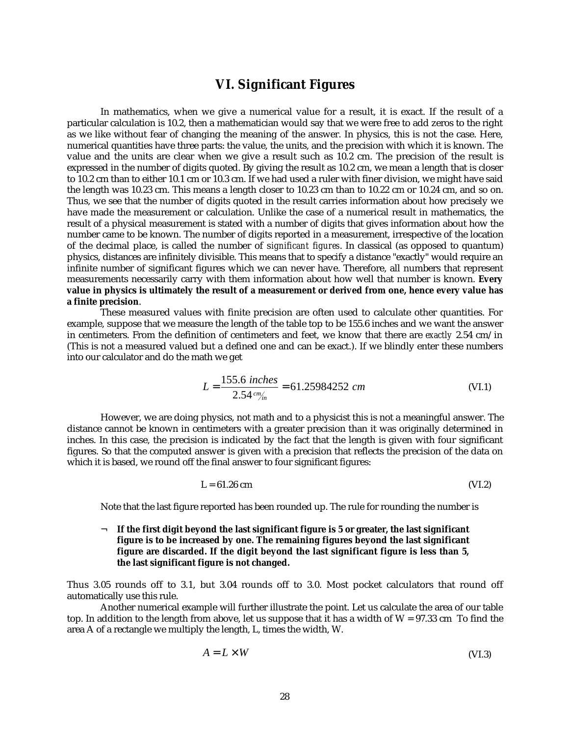## VI. Significant Figures

In mathematics, when we give a numerical value for a result, it is exact. If the result of a particular calculation is 10.2, then a mathematician would say that we were free to add zeros to the right as we like without fear of changing the meaning of the answer. In physics, this is not the case. Here, numerical quantities have three parts: the value, the units, and the precision with which it is known. The value and the units are clear when we give a result such as 10.2 cm. The precision of the result is expressed in the number of digits quoted. By giving the result as 10.2 cm, we mean a length that is closer to 10.2 cm than to either 10.1 cm or 10.3 cm. If we had used a ruler with finer division, we might have said the length was 10.23 cm. This means a length closer to 10.23 cm than to 10.22 cm or 10.24 cm, and so on. Thus, we see that the number of digits quoted in the result carries information about how precisely we have made the measurement or calculation. Unlike the case of a numerical result in mathematics, the result of a physical measurement is stated with a number of digits that gives information about how the number came to be known. The number of digits reported in a measurement, irrespective of the location of the decimal place, is called the number of *significant figures*. In classical (as opposed to quantum) physics, distances are infinitely divisible. This means that to specify a distance "exactly" would require an infinite number of significant figures which we can never have. Therefore, all numbers that represent measurements necessarily carry with them information about how well that number is known. **Every value in physics is ultimately the result of a measurement or derived from one, hence every value has a finite precision**.

These measured values with finite precision are often used to calculate other quantities. For example, suppose that we measure the length of the table top to be 155.6 inches and we want the answer in centimeters. From the definition of centimeters and feet, we know that there are *exactly* 2.54 cm/in (This is not a measured valued but a defined one and can be exact.). If we blindly enter these numbers into our calculator and do the math we get

$$L = \frac{155.6\ inches}{2.54\ {}^{cm}\!/_{in}} = 61.25984252\ cm \tag{VI.1}$$

However, we are doing physics, not math and to a physicist this is not a meaningful answer. The distance cannot be known in centimeters with a greater precision than it was originally determined in inches. In this case, the precision is indicated by the fact that the length is given with four significant figures. So that the computed answer is given with a precision that reflects the precision of the data on which it is based, we round off the final answer to four significant figures:

$$L = 61.26\ cm \tag{VI.2}$$

Note that the last figure reported has been rounded up. The rule for rounding the number is

- **If the first digit beyond the last significant figure is 5 or greater, the last significant figure is to be increased by one. The remaining figures beyond the last significant figure are discarded. If the digit beyond the last significant figure is less than 5, the last significant figure is not changed.**

Thus 3.05 rounds off to 3.1, but 3.04 rounds off to 3.0. Most pocket calculators that round off automatically use this rule.

Another numerical example will further illustrate the point. Let us calculate the area of our table top. In addition to the length from above, let us suppose that it has a width of W = 97.33 cm To find the area A of a rectangle we multiply the length, L, times the width, W.

$$A = L \times W \tag{VI.3}$$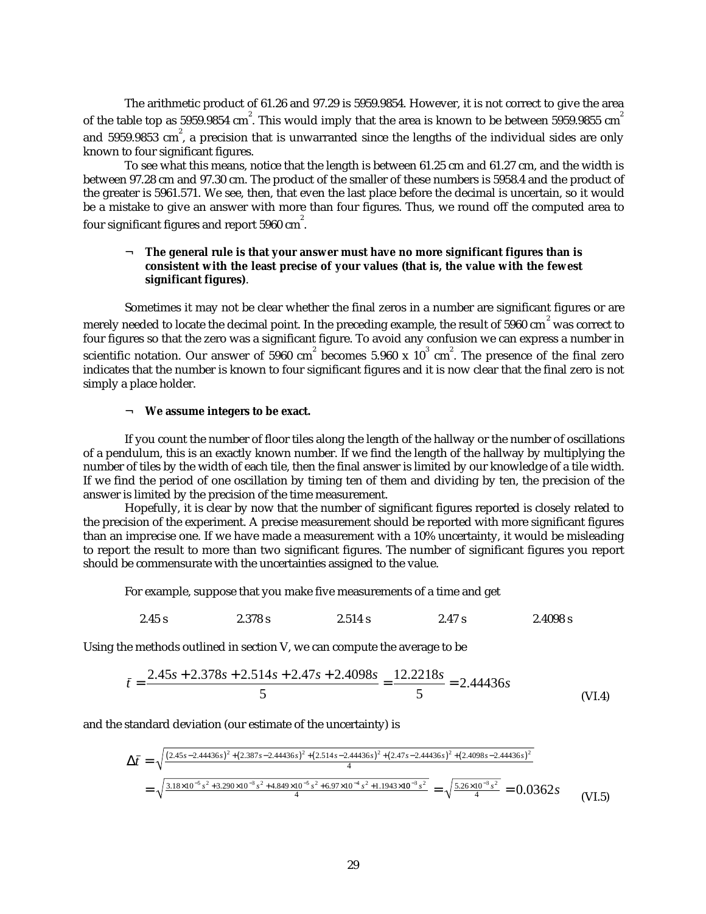The arithmetic product of 61.26 and 97.29 is 5959.9854. However, it is not correct to give the area of the table top as 5959.9854 $cm^2$. This would imply that the area is known to be between 5959.9855 $cm^2$ and 5959.9853 $cm^2$, a precision that is unwarranted since the lengths of the individual sides are only known to four significant figures.

To see what this means, notice that the length is between 61.25 cm and 61.27 cm, and the width is between 97.28 cm and 97.30 cm. The product of the smaller of these numbers is 5958.4 and the product of the greater is 5961.571. We see, then, that even the last place before the decimal is uncertain, so it would be a mistake to give an answer with more than four figures. Thus, we round off the computed area to four significant figures and report 5960 $cm^2$.

- **The general rule is that your answer must have no more significant figures than is consistent with the least precise of your values (that is, the value with the fewest significant figures)**.

Sometimes it may not be clear whether the final zeros in a number are significant figures or are merely needed to locate the decimal point. In the preceding example, the result of 5960 $cm^2$ was correct to four figures so that the zero was a significant figure. To avoid any confusion we can express a number in scientific notation. Our answer of 5960 $cm^2$ becomes $5.960 \times 10^3$ $cm^2$. The presence of the final zero indicates that the number is known to four significant figures and it is now clear that the final zero is not simply a place holder.

- **We assume integers to be exact.**

If you count the number of floor tiles along the length of the hallway or the number of oscillations of a pendulum, this is an exactly known number. If we find the length of the hallway by multiplying the number of tiles by the width of each tile, then the final answer is limited by our knowledge of a tile width. If we find the period of one oscillation by timing ten of them and dividing by ten, the precision of the answer is limited by the precision of the time measurement.

Hopefully, it is clear by now that the number of significant figures reported is closely related to the precision of the experiment. A precise measurement should be reported with more significant figures than an imprecise one. If we have made a measurement with a 10% uncertainty, it would be misleading to report the result to more than two significant figures. The number of significant figures you report should be commensurate with the uncertainties assigned to the value.

For example, suppose that you make five measurements of a time and get

2.45 s &nbsp;&nbsp;&nbsp;&nbsp; 2.378 s &nbsp;&nbsp;&nbsp;&nbsp; 2.514 s &nbsp;&nbsp;&nbsp;&nbsp; 2.47 s &nbsp;&nbsp;&nbsp;&nbsp; 2.4098 s

Using the methods outlined in section V, we can compute the average to be

$$\bar{t} = \frac{2.45s + 2.378s + 2.514s + 2.47s + 2.4098s}{5} = \frac{12.2218s}{5} = 2.44436s \qquad \text{(VI.4)}$$

and the standard deviation (our estimate of the uncertainty) is

$$\Delta\bar{t} = \sqrt{\frac{(2.45s-2.44436s)^2 + (2.387s-2.44436s)^2 + (2.514s-2.44436s)^2 + (2.47s-2.44436s)^2 + (2.4098s-2.44436s)^2}{4}}$$

$$= \sqrt{\frac{3.18\times10^{-5}s^2 + 3.290\times10^{-3}s^2 + 4.849\times10^{-5}s^2 + 6.97\times10^{-4}s^2 + 1.1943\times10^{-3}s^2}{4}} = \sqrt{\frac{5.26\times10^{-3}s^2}{4}} = 0.0362s \qquad \text{(VI.5)}$$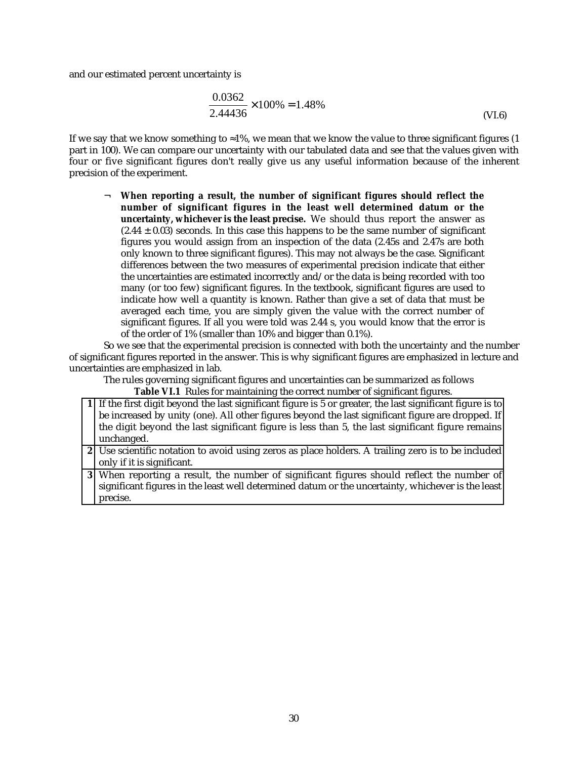and our estimated percent uncertainty is

$$\frac{0.0362}{2.44436}\times 100\% = 1.48\% \tag{VI.6}$$

If we say that we know something to ≈1%, we mean that we know the value to three significant figures (1 part in 100). We can compare our uncertainty with our tabulated data and see that the values given with four or five significant figures don't really give us any useful information because of the inherent precision of the experiment.

- **When reporting a result, the number of significant figures should reflect the number of significant figures in the least well determined datum or the uncertainty, whichever is the least precise.** We should thus report the answer as $(2.44 \pm 0.03)$ seconds. In this case this happens to be the same number of significant figures you would assign from an inspection of the data (2.45s and 2.47s are both only known to three significant figures). This may not always be the case. Significant differences between the two measures of experimental precision indicate that either the uncertainties are estimated incorrectly and/or the data is being recorded with too many (or too few) significant figures. In the textbook, significant figures are used to indicate how well a quantity is known. Rather than give a set of data that must be averaged each time, you are simply given the value with the correct number of significant figures. If all you were told was 2.44 s, you would know that the error is of the order of 1% (smaller than 10% and bigger than 0.1%).

So we see that the experimental precision is connected with both the uncertainty and the number of significant figures reported in the answer. This is why significant figures are emphasized in lecture and uncertainties are emphasized in lab.

The rules governing significant figures and uncertainties can be summarized as follows

**Table VI.1** Rules for maintaining the correct number of significant figures.

| | |
|---|---|
| **1** | If the first digit beyond the last significant figure is 5 or greater, the last significant figure is to be increased by unity (one). All other figures beyond the last significant figure are dropped. If the digit beyond the last significant figure is less than 5, the last significant figure remains unchanged. |
| **2** | Use scientific notation to avoid using zeros as place holders. A trailing zero is to be included only if it is significant. |
| **3** | When reporting a result, the number of significant figures should reflect the number of significant figures in the least well determined datum or the uncertainty, whichever is the least precise. |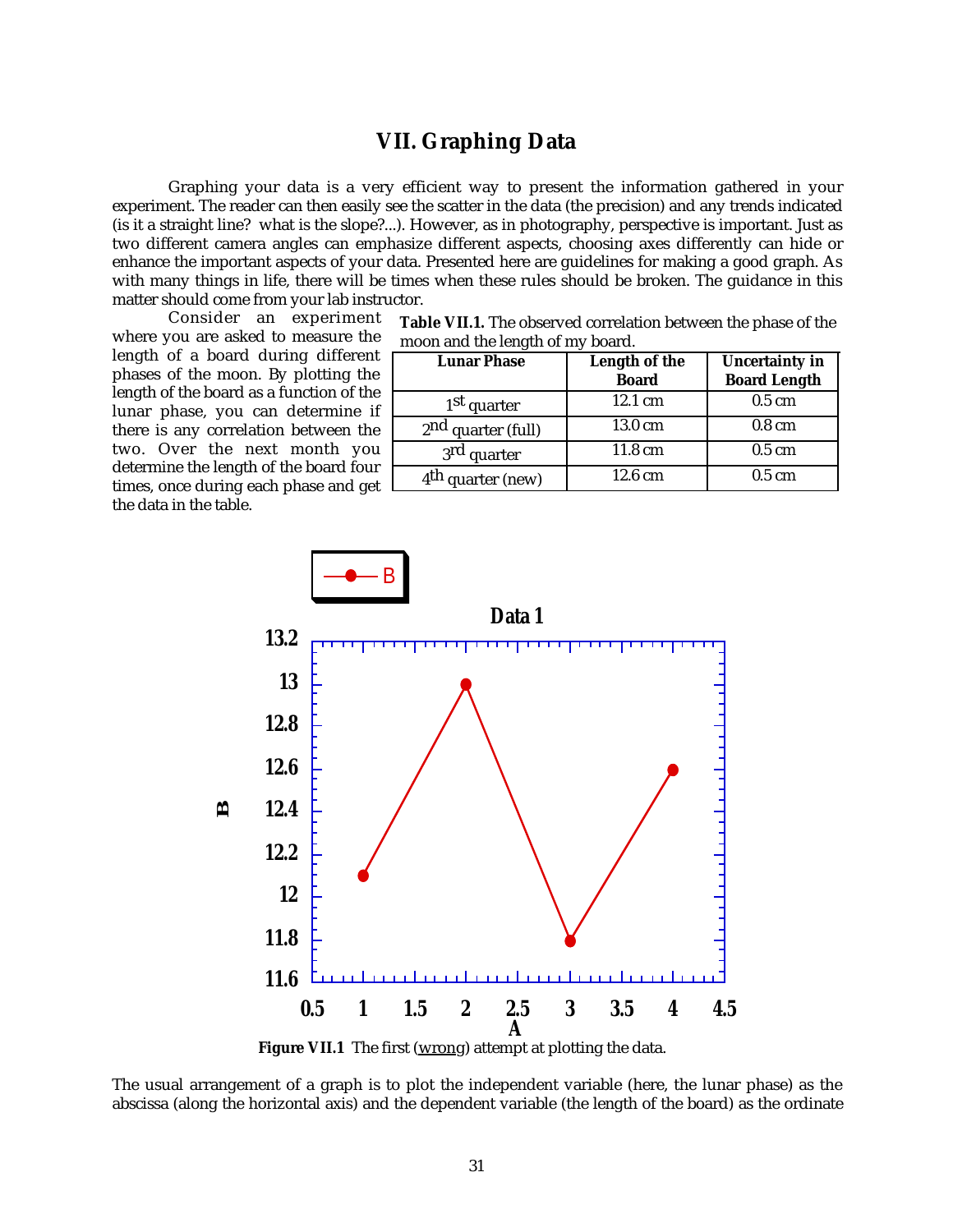## VII. Graphing Data

Graphing your data is a very efficient way to present the information gathered in your experiment. The reader can then easily see the scatter in the data (the precision) and any trends indicated (is it a straight line? what is the slope?...). However, as in photography, perspective is important. Just as two different camera angles can emphasize different aspects, choosing axes differently can hide or enhance the important aspects of your data. Presented here are guidelines for making a good graph. As with many things in life, there will be times when these rules should be broken. The guidance in this matter should come from your lab instructor.

Consider an experiment where you are asked to measure the length of a board during different phases of the moon. By plotting the length of the board as a function of the lunar phase, you can determine if there is any correlation between the two. Over the next month you determine the length of the board four times, once during each phase and get the data in the table.

**Table VII.1.** The observed correlation between the phase of the moon and the length of my board.

| Lunar Phase | Length of the Board | Uncertainty in Board Length |
|---|---|---|
| 1st quarter | 12.1 cm | 0.5 cm |
| 2nd quarter (full) | 13.0 cm | 0.8 cm |
| 3rd quarter | 11.8 cm | 0.5 cm |
| 4th quarter (new) | 12.6 cm | 0.5 cm |

**Figure VII.1** The first (wrong) attempt at plotting the data.

The usual arrangement of a graph is to plot the independent variable (here, the lunar phase) as the abscissa (along the horizontal axis) and the dependent variable (the length of the board) as the ordinate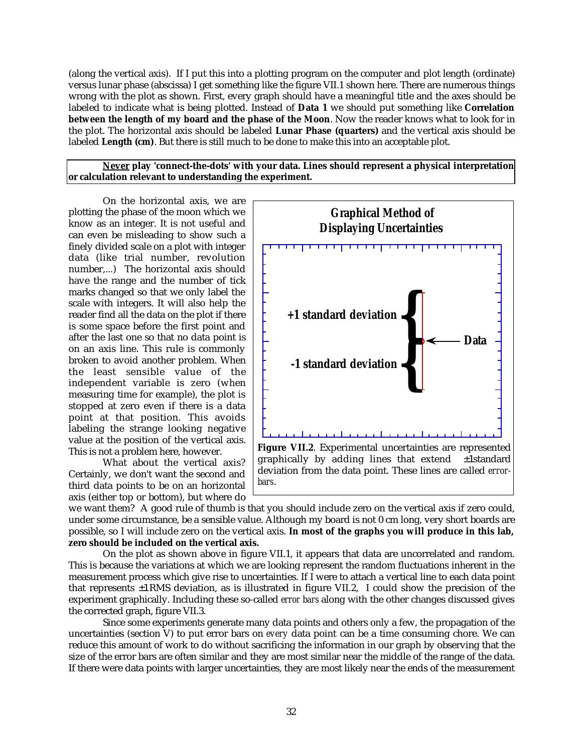(along the vertical axis). If I put this into a plotting program on the computer and plot length (ordinate) versus lunar phase (abscissa) I get something like the figure VII.1 shown here. There are numerous things wrong with the plot as shown. First, every graph should have a meaningful title and the axes should be labeled to indicate what is being plotted. Instead of **Data 1** we should put something like **Correlation between the length of my board and the phase of the Moon**. Now the reader knows what to look for in the plot. The horizontal axis should be labeled **Lunar Phase (quarters)** and the vertical axis should be labeled **Length (cm)**. But there is still much to be done to make this into an acceptable plot.

> **<u>Never</u> play 'connect-the-dots' with your data. Lines should represent a physical interpretation or calculation relevant to understanding the experiment.**

On the horizontal axis, we are plotting the phase of the moon which we know as an integer. It is not useful and can even be misleading to show such a finely divided scale on a plot with integer data (like trial number, revolution number,...) The horizontal axis should have the range and the number of tick marks changed so that we only label the scale with integers. It will also help the reader find all the data on the plot if there is some space before the first point and after the last one so that no data point is on an axis line. This rule is commonly broken to avoid another problem. When the least sensible value of the independent variable is zero (when measuring time for example), the plot is stopped at zero even if there is a data point at that position. This avoids labeling the strange looking negative value at the position of the vertical axis. This is not a problem here, however.

What about the vertical axis? Certainly, we don't want the second and third data points to be on an horizontal axis (either top or bottom), but where do we want them? A good rule of thumb is that you should include zero on the vertical axis if zero could, under some circumstance, be a sensible value. Although my board is not 0 cm long, very short boards are possible, so I will include zero on the vertical axis. **In most of the graphs you will produce in this lab, zero should be included on the vertical axis.**

**Graphical Method of Displaying Uncertainties**

+1 standard deviation

-1 standard deviation

Data

**Figure VII.2**. Experimental uncertainties are represented graphically by adding lines that extend ±1standard deviation from the data point. These lines are called *error-bars*.

On the plot as shown above in figure VII.1, it appears that data are uncorrelated and random. This is because the variations at which we are looking represent the random fluctuations inherent in the measurement process which give rise to uncertainties. If I were to attach a vertical line to each data point that represents ±1RMS deviation, as is illustrated in figure VII.2, I could show the precision of the experiment graphically. Including these so-called *error bars* along with the other changes discussed gives the corrected graph, figure VII.3.

Since some experiments generate many data points and others only a few, the propagation of the uncertainties (section V) to put error bars on *every* data point can be a time consuming chore. We can reduce this amount of work to do without sacrificing the information in our graph by observing that the size of the error bars are often similar and they are most similar near the middle of the range of the data. If there were data points with larger uncertainties, they are most likely near the ends of the measurement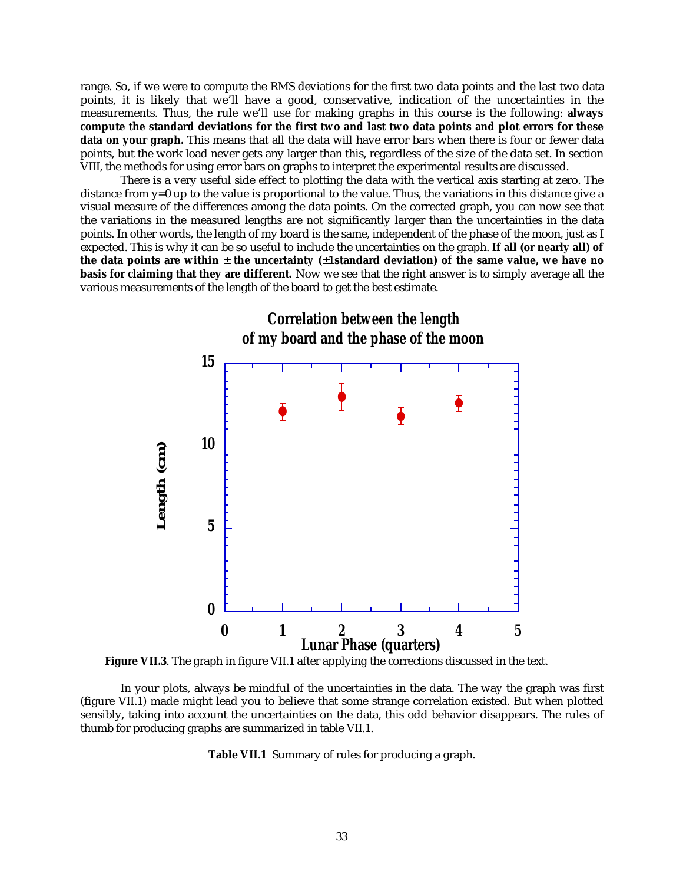range. So, if we were to compute the RMS deviations for the first two data points and the last two data points, it is likely that we'll have a good, conservative, indication of the uncertainties in the measurements. Thus, the rule we'll use for making graphs in this course is the following: **always compute the standard deviations for the first two and last two data points and plot errors for these data on your graph.** This means that all the data will have error bars when there is four or fewer data points, but the work load never gets any larger than this, regardless of the size of the data set. In section VIII, the methods for using error bars on graphs to interpret the experimental results are discussed.

There is a very useful side effect to plotting the data with the vertical axis starting at zero. The distance from y=0 up to the value is proportional to the value. Thus, the variations in this distance give a visual measure of the differences among the data points. On the corrected graph, you can now see that the variations in the measured lengths are not significantly larger than the uncertainties in the data points. In other words, the length of my board is the same, independent of the phase of the moon, just as I expected. This is why it can be so useful to include the uncertainties on the graph. **If all (or nearly all) of the data points are within $\pm$ the uncertainty ($\pm$1standard deviation) of the same value, we have no basis for claiming that they are different.** Now we see that the right answer is to simply average all the various measurements of the length of the board to get the best estimate.

**Figure VII.3**. The graph in figure VII.1 after applying the corrections discussed in the text.

In your plots, always be mindful of the uncertainties in the data. The way the graph was first (figure VII.1) made might lead you to believe that some strange correlation existed. But when plotted sensibly, taking into account the uncertainties on the data, this odd behavior disappears. The rules of thumb for producing graphs are summarized in table VII.1.

**Table VII.1** Summary of rules for producing a graph.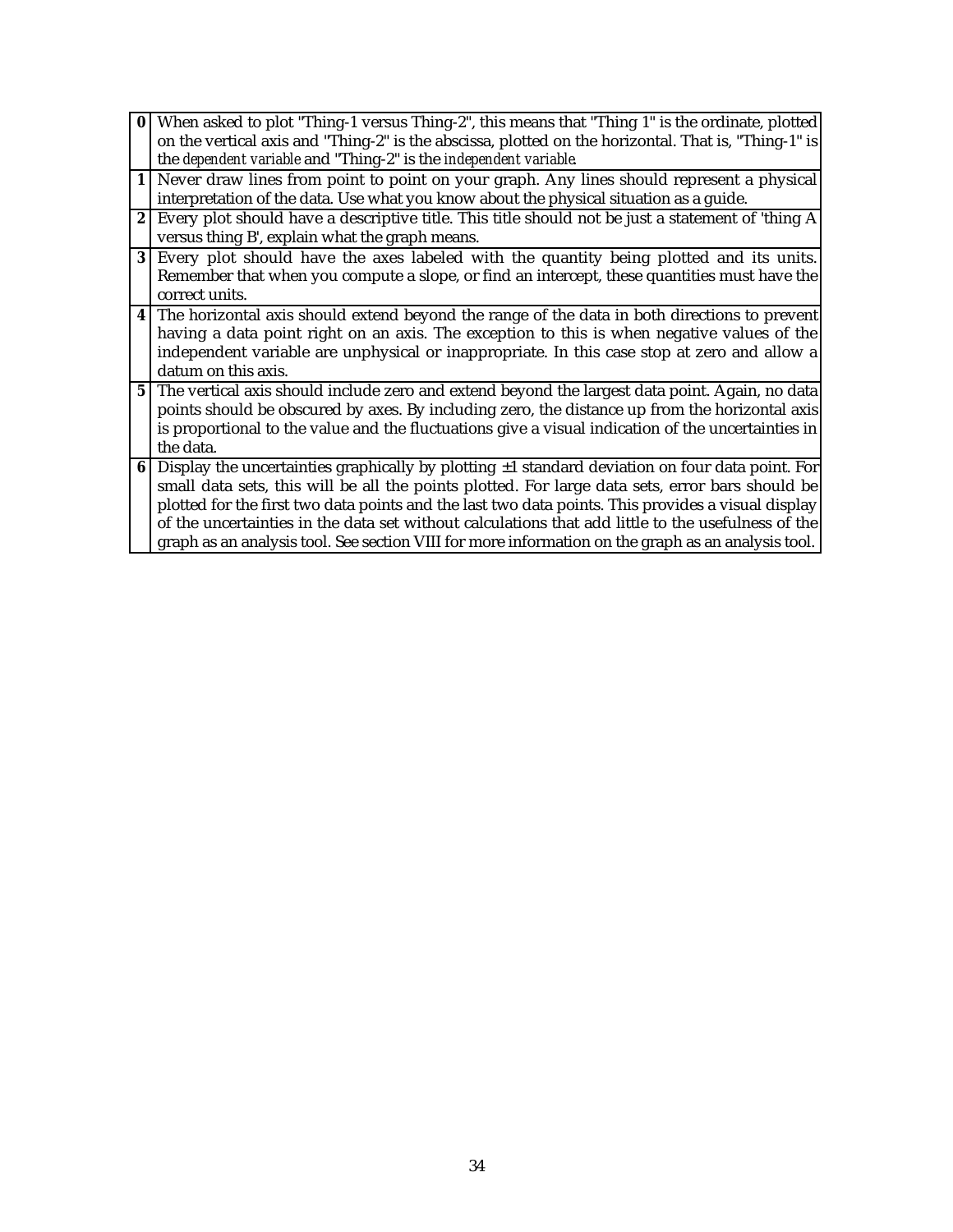| | |
|---|---|
| **0** | When asked to plot "Thing-1 versus Thing-2", this means that "Thing 1" is the ordinate, plotted on the vertical axis and "Thing-2" is the abscissa, plotted on the horizontal. That is, "Thing-1" is the *dependent variable* and "Thing-2" is the *independent variable*. |
| **1** | Never draw lines from point to point on your graph. Any lines should represent a physical interpretation of the data. Use what you know about the physical situation as a guide. |
| **2** | Every plot should have a descriptive title. This title should not be just a statement of 'thing A versus thing B', explain what the graph means. |
| **3** | Every plot should have the axes labeled with the quantity being plotted and its units. Remember that when you compute a slope, or find an intercept, these quantities must have the correct units. |
| **4** | The horizontal axis should extend beyond the range of the data in both directions to prevent having a data point right on an axis. The exception to this is when negative values of the independent variable are unphysical or inappropriate. In this case stop at zero and allow a datum on this axis. |
| **5** | The vertical axis should include zero and extend beyond the largest data point. Again, no data points should be obscured by axes. By including zero, the distance up from the horizontal axis is proportional to the value and the fluctuations give a visual indication of the uncertainties in the data. |
| **6** | Display the uncertainties graphically by plotting ±1 standard deviation on four data point. For small data sets, this will be all the points plotted. For large data sets, error bars should be plotted for the first two data points and the last two data points. This provides a visual display of the uncertainties in the data set without calculations that add little to the usefulness of the graph as an analysis tool. See section VIII for more information on the graph as an analysis tool. |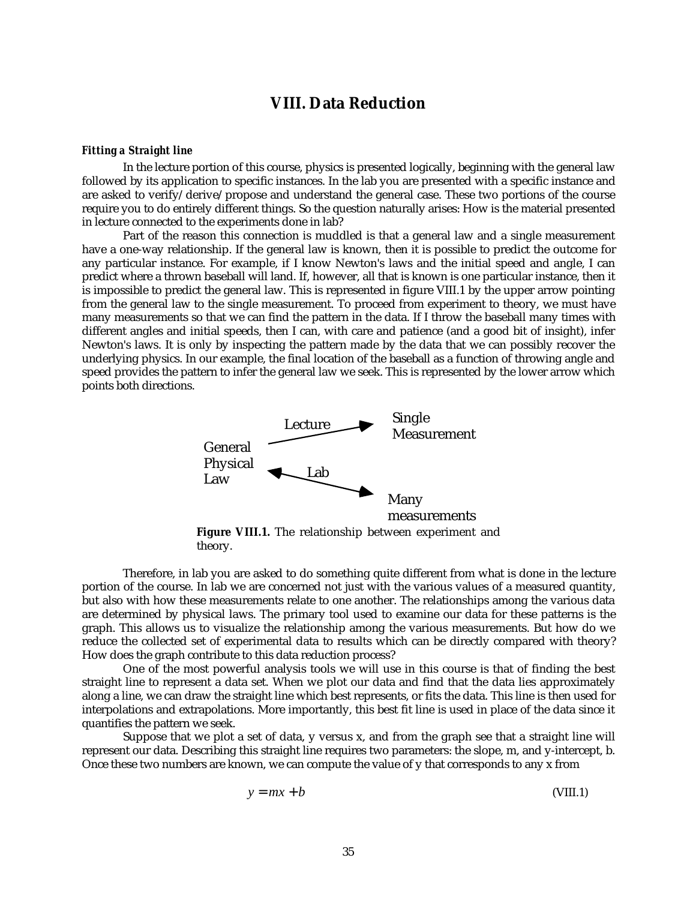# VIII. Data Reduction

***Fitting a Straight line***

In the lecture portion of this course, physics is presented logically, beginning with the general law followed by its application to specific instances. In the lab you are presented with a specific instance and are asked to verify/derive/propose and understand the general case. These two portions of the course require you to do entirely different things. So the question naturally arises: How is the material presented in lecture connected to the experiments done in lab?

Part of the reason this connection is muddled is that a general law and a single measurement have a one-way relationship. If the general law is known, then it is possible to predict the outcome for any particular instance. For example, if I know Newton's laws and the initial speed and angle, I can predict where a thrown baseball will land. If, however, all that is known is one particular instance, then it is impossible to predict the general law. This is represented in figure VIII.1 by the upper arrow pointing from the general law to the single measurement. To proceed from experiment to theory, we must have many measurements so that we can find the pattern in the data. If I throw the baseball many times with different angles and initial speeds, then I can, with care and patience (and a good bit of insight), infer Newton's laws. It is only by inspecting the pattern made by the data that we can possibly recover the underlying physics. In our example, the final location of the baseball as a function of throwing angle and speed provides the pattern to infer the general law we seek. This is represented by the lower arrow which points both directions.

General Physical Law —Lecture→ Single Measurement

General Physical Law ←Lab→ Many measurements

**Figure VIII.1.** The relationship between experiment and theory.

Therefore, in lab you are asked to do something quite different from what is done in the lecture portion of the course. In lab we are concerned not just with the various values of a measured quantity, but also with how these measurements relate to one another. The relationships among the various data are determined by physical laws. The primary tool used to examine our data for these patterns is the graph. This allows us to visualize the relationship among the various measurements. But how do we reduce the collected set of experimental data to results which can be directly compared with theory? How does the graph contribute to this data reduction process?

One of the most powerful analysis tools we will use in this course is that of finding the best straight line to represent a data set. When we plot our data and find that the data lies approximately along a line, we can draw the straight line which best represents, or fits the data. This line is then used for interpolations and extrapolations. More importantly, this best fit line is used in place of the data since it quantifies the pattern we seek.

Suppose that we plot a set of data, y versus x, and from the graph see that a straight line will represent our data. Describing this straight line requires two parameters: the slope, m, and y-intercept, b. Once these two numbers are known, we can compute the value of y that corresponds to any x from

$$y = mx + b \tag{VIII.1}$$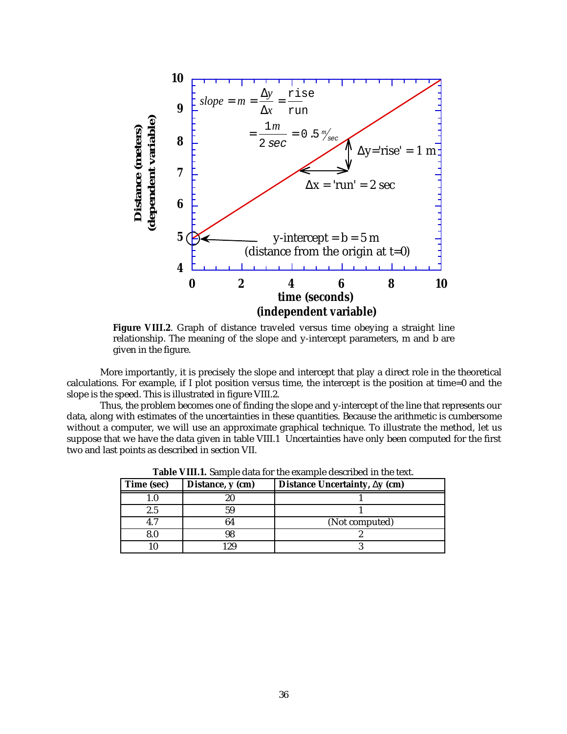**Figure VIII.2**. Graph of distance traveled versus time obeying a straight line relationship. The meaning of the slope and y-intercept parameters, m and b are given in the figure.

More importantly, it is precisely the slope and intercept that play a direct role in the theoretical calculations. For example, if I plot position versus time, the intercept is the position at time=0 and the slope is the speed. This is illustrated in figure VIII.2.

Thus, the problem becomes one of finding the slope and y-intercept of the line that represents our data, along with estimates of the uncertainties in these quantities. Because the arithmetic is cumbersome without a computer, we will use an approximate graphical technique. To illustrate the method, let us suppose that we have the data given in table VIII.1 Uncertainties have only been computed for the first two and last points as described in section VII.

**Table VIII.1.** Sample data for the example described in the text.

| Time (sec) | Distance, y (cm) | Distance Uncertainty, $\Delta y$ (cm) |
|---|---|---|
| 1.0 | 20 | 1 |
| 2.5 | 59 | 1 |
| 4.7 | 64 | (Not computed) |
| 8.0 | 98 | 2 |
| 10 | 129 | 3 |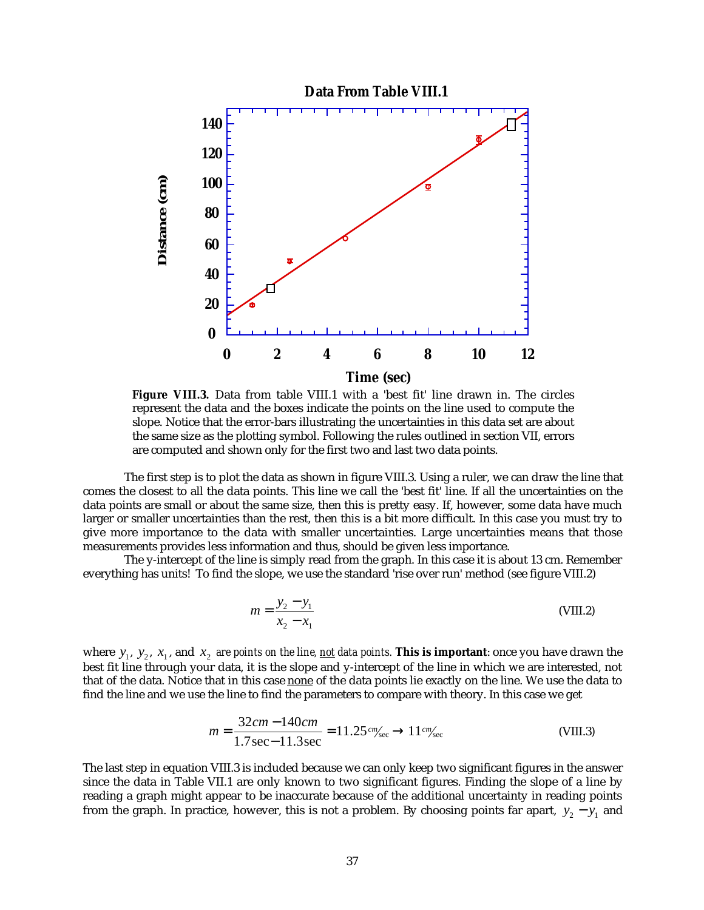**Figure VIII.3.** Data from table VIII.1 with a 'best fit' line drawn in. The circles represent the data and the boxes indicate the points on the line used to compute the slope. Notice that the error-bars illustrating the uncertainties in this data set are about the same size as the plotting symbol. Following the rules outlined in section VII, errors are computed and shown only for the first two and last two data points.

The first step is to plot the data as shown in figure VIII.3. Using a ruler, we can draw the line that comes the closest to all the data points. This line we call the 'best fit' line. If all the uncertainties on the data points are small or about the same size, then this is pretty easy. If, however, some data have much larger or smaller uncertainties than the rest, then this is a bit more difficult. In this case you must try to give more importance to the data with smaller uncertainties. Large uncertainties means that those measurements provides less information and thus, should be given less importance.

The y-intercept of the line is simply read from the graph. In this case it is about 13 cm. Remember everything has units! To find the slope, we use the standard 'rise over run' method (see figure VIII.2)

$$m = \frac{y_2 - y_1}{x_2 - x_1} \tag{VIII.2}$$

where $y_1$, $y_2$, $x_1$, and $x_2$ *are points on the line, not data points.* **This is important**: once you have drawn the best fit line through your data, it is the slope and y-intercept of the line in which we are interested, not that of the data. Notice that in this case none of the data points lie exactly on the line. We use the data to find the line and we use the line to find the parameters to compare with theory. In this case we get

$$m = \frac{32cm - 140cm}{1.7\sec - 11.3\sec} = 11.25\,{}^{cm}\!/\!_{\sec} \rightarrow 11\,{}^{cm}\!/\!_{\sec} \tag{VIII.3}$$

The last step in equation VIII.3 is included because we can only keep two significant figures in the answer since the data in Table VII.1 are only known to two significant figures. Finding the slope of a line by reading a graph might appear to be inaccurate because of the additional uncertainty in reading points from the graph. In practice, however, this is not a problem. By choosing points far apart, $y_2 - y_1$ and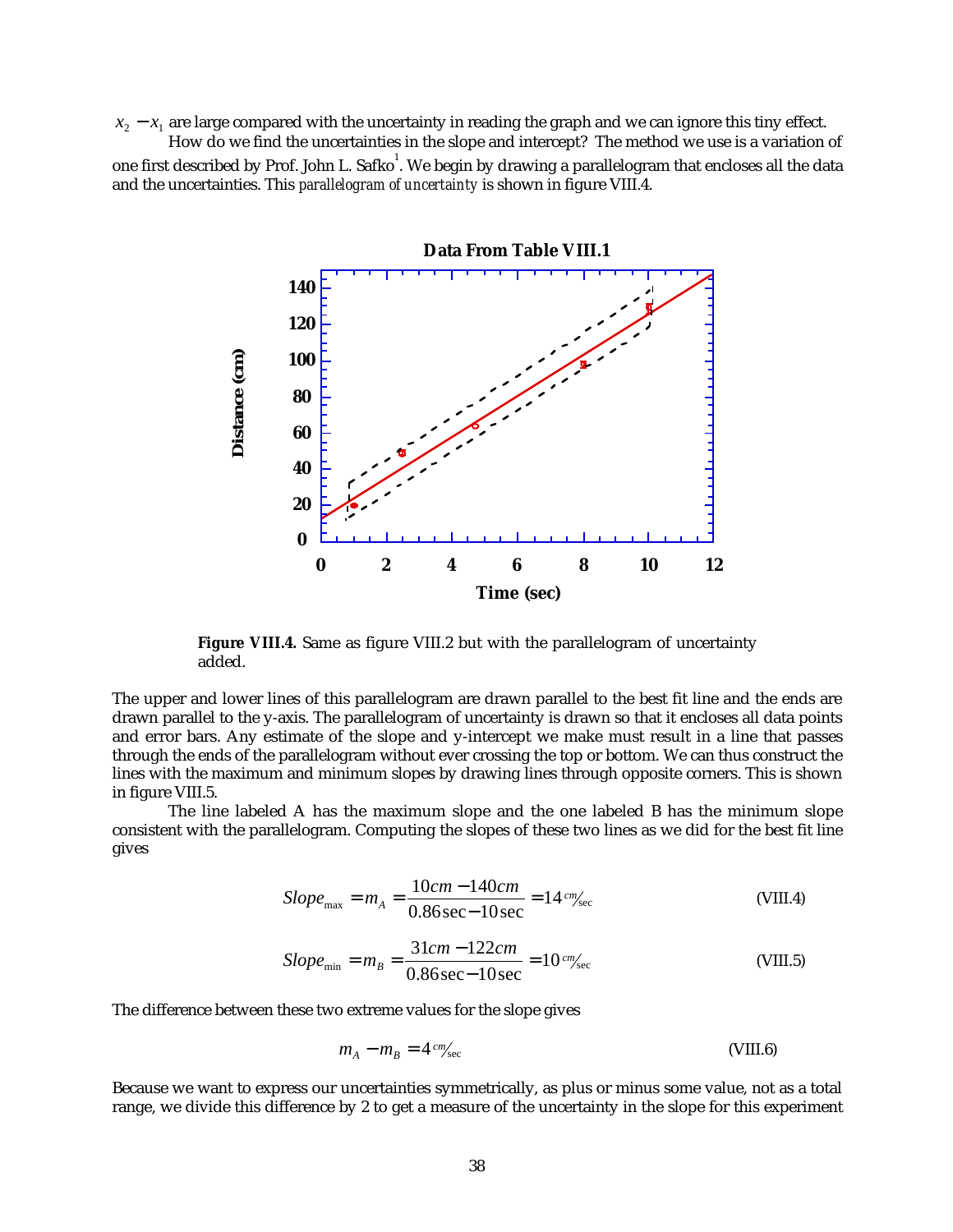$x_2 - x_1$ are large compared with the uncertainty in reading the graph and we can ignore this tiny effect.

How do we find the uncertainties in the slope and intercept? The method we use is a variation of one first described by Prof. John L. Safko[1]. We begin by drawing a parallelogram that encloses all the data and the uncertainties. This *parallelogram of uncertainty* is shown in figure VIII.4.

**Figure VIII.4.** Same as figure VIII.2 but with the parallelogram of uncertainty added.

The upper and lower lines of this parallelogram are drawn parallel to the best fit line and the ends are drawn parallel to the y-axis. The parallelogram of uncertainty is drawn so that it encloses all data points and error bars. Any estimate of the slope and y-intercept we make must result in a line that passes through the ends of the parallelogram without ever crossing the top or bottom. We can thus construct the lines with the maximum and minimum slopes by drawing lines through opposite corners. This is shown in figure VIII.5.

The line labeled A has the maximum slope and the one labeled B has the minimum slope consistent with the parallelogram. Computing the slopes of these two lines as we did for the best fit line gives

$$Slope_{\max} = m_A = \frac{10cm - 140cm}{0.86\sec - 10\sec} = 14\ {}^{cm}\!/\!_{\sec} \tag{VIII.4}$$

$$Slope_{\min} = m_B = \frac{31cm - 122cm}{0.86\sec - 10\sec} = 10\ {}^{cm}\!/\!_{\sec} \tag{VIII.5}$$

The difference between these two extreme values for the slope gives

$$m_A - m_B = 4\ {}^{cm}\!/\!_{\sec} \tag{VIII.6}$$

Because we want to express our uncertainties symmetrically, as plus or minus some value, not as a total range, we divide this difference by 2 to get a measure of the uncertainty in the slope for this experiment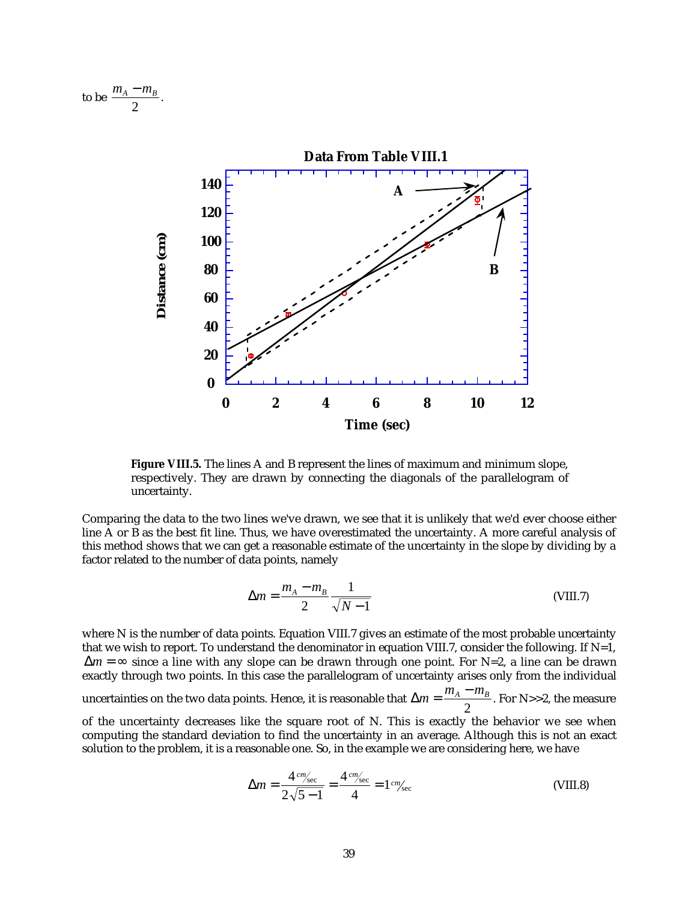to be $\frac{m_A - m_B}{2}$.

Figure VIII.5. The lines A and B represent the lines of maximum and minimum slope, respectively. They are drawn by connecting the diagonals of the parallelogram of uncertainty.

Comparing the data to the two lines we've drawn, we see that it is unlikely that we'd ever choose either line A or B as the best fit line. Thus, we have overestimated the uncertainty. A more careful analysis of this method shows that we can get a reasonable estimate of the uncertainty in the slope by dividing by a factor related to the number of data points, namely

$$\Delta m = \frac{m_A - m_B}{2} \frac{1}{\sqrt{N-1}} \tag{VIII.7}$$

where N is the number of data points. Equation VIII.7 gives an estimate of the most probable uncertainty that we wish to report. To understand the denominator in equation VIII.7, consider the following. If N=1, $\Delta m = \infty$ since a line with any slope can be drawn through one point. For N=2, a line can be drawn exactly through two points. In this case the parallelogram of uncertainty arises only from the individual uncertainties on the two data points. Hence, it is reasonable that $\Delta m = \frac{m_A - m_B}{2}$. For N>>2, the measure of the uncertainty decreases like the square root of N. This is exactly the behavior we see when computing the standard deviation to find the uncertainty in an average. Although this is not an exact solution to the problem, it is a reasonable one. So, in the example we are considering here, we have

$$\Delta m = \frac{4 \, {}^{cm}\!/_{\sec}}{2\sqrt{5-1}} = \frac{4 \, {}^{cm}\!/_{\sec}}{4} = 1 \, {}^{cm}\!/_{\sec} \tag{VIII.8}$$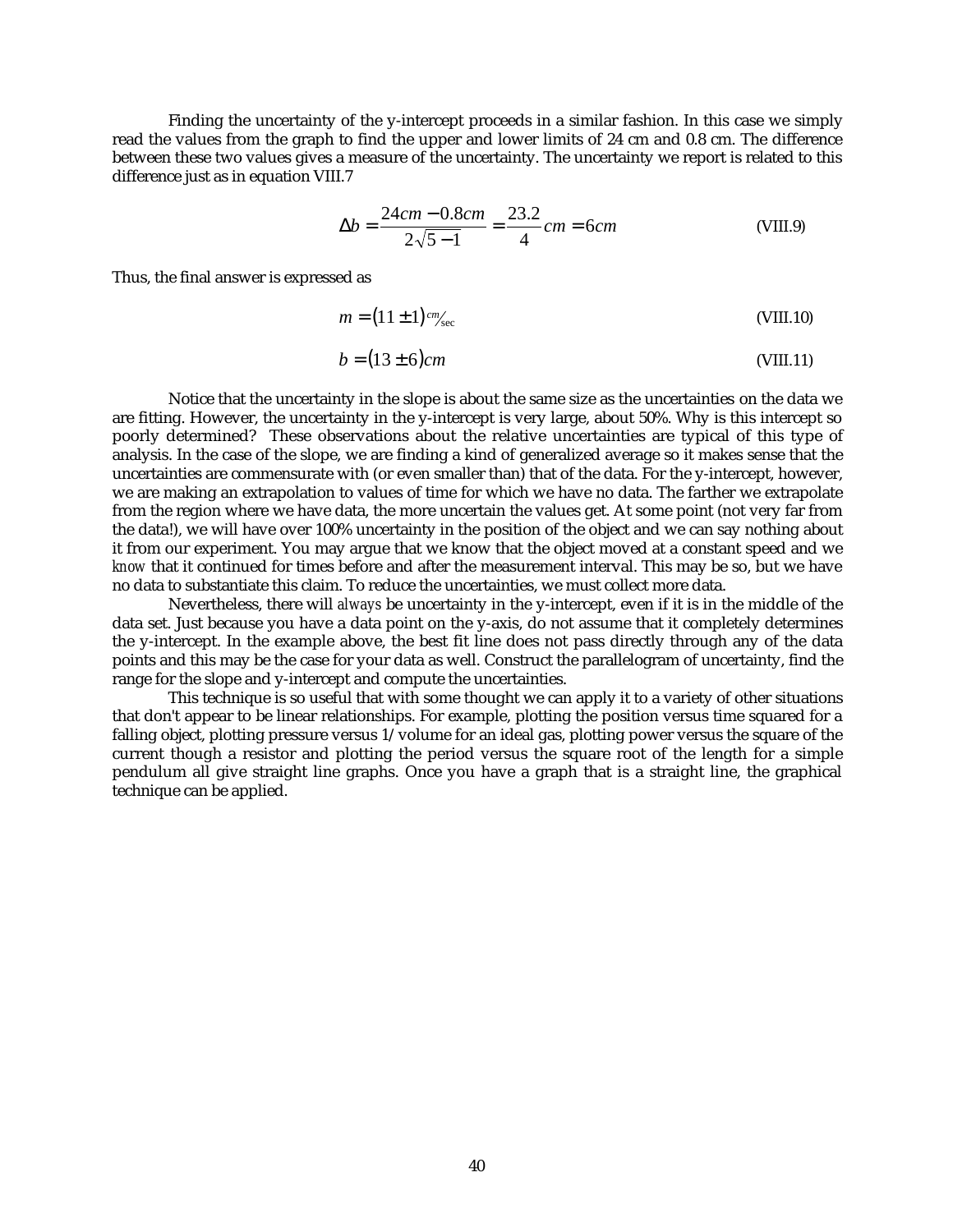Finding the uncertainty of the y-intercept proceeds in a similar fashion. In this case we simply read the values from the graph to find the upper and lower limits of 24 cm and 0.8 cm. The difference between these two values gives a measure of the uncertainty. The uncertainty we report is related to this difference just as in equation VIII.7

$$\Delta b = \frac{24cm - 0.8cm}{2\sqrt{5-1}} = \frac{23.2}{4} cm = 6cm \qquad \text{(VIII.9)}$$

Thus, the final answer is expressed as

$$m = (11 \pm 1)\, {}^{cm}\!/\!_{\sec} \qquad \text{(VIII.10)}$$

$$b = (13 \pm 6)cm \qquad \text{(VIII.11)}$$

Notice that the uncertainty in the slope is about the same size as the uncertainties on the data we are fitting. However, the uncertainty in the y-intercept is very large, about 50%. Why is this intercept so poorly determined? These observations about the relative uncertainties are typical of this type of analysis. In the case of the slope, we are finding a kind of generalized average so it makes sense that the uncertainties are commensurate with (or even smaller than) that of the data. For the y-intercept, however, we are making an extrapolation to values of time for which we have no data. The farther we extrapolate from the region where we have data, the more uncertain the values get. At some point (not very far from the data!), we will have over 100% uncertainty in the position of the object and we can say nothing about it from our experiment. You may argue that we know that the object moved at a constant speed and we *know* that it continued for times before and after the measurement interval. This may be so, but we have no data to substantiate this claim. To reduce the uncertainties, we must collect more data.

Nevertheless, there will *always* be uncertainty in the y-intercept, even if it is in the middle of the data set. Just because you have a data point on the y-axis, do not assume that it completely determines the y-intercept. In the example above, the best fit line does not pass directly through any of the data points and this may be the case for your data as well. Construct the parallelogram of uncertainty, find the range for the slope and y-intercept and compute the uncertainties.

This technique is so useful that with some thought we can apply it to a variety of other situations that don't appear to be linear relationships. For example, plotting the position versus time squared for a falling object, plotting pressure versus 1/volume for an ideal gas, plotting power versus the square of the current though a resistor and plotting the period versus the square root of the length for a simple pendulum all give straight line graphs. Once you have a graph that is a straight line, the graphical technique can be applied.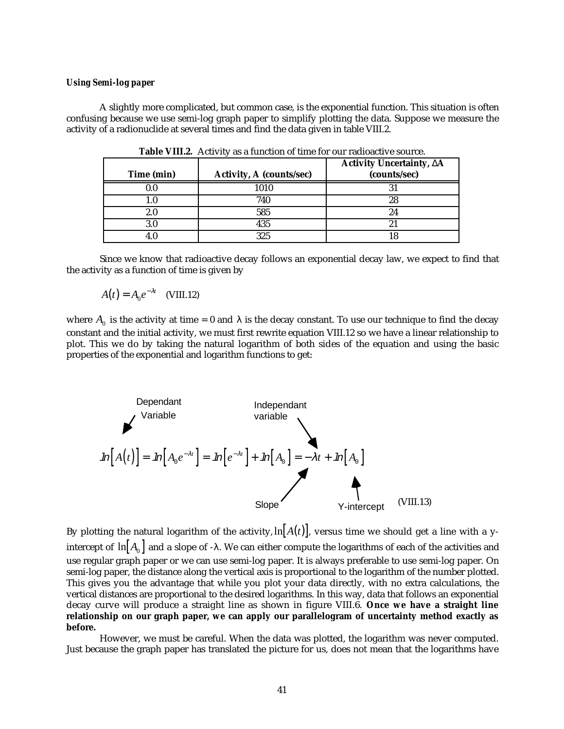***Using Semi-log paper***

A slightly more complicated, but common case, is the exponential function. This situation is often confusing because we use semi-log graph paper to simplify plotting the data. Suppose we measure the activity of a radionuclide at several times and find the data given in table VIII.2.

**Table VIII.2.** Activity as a function of time for our radioactive source.

| Time (min) | Activity, A (counts/sec) | Activity Uncertainty, ΔA (counts/sec) |
|---|---|---|
| 0.0 | 1010 | 31 |
| 1.0 | 740 | 28 |
| 2.0 | 585 | 24 |
| 3.0 | 435 | 21 |
| 4.0 | 325 | 18 |

Since we know that radioactive decay follows an exponential decay law, we expect to find that the activity as a function of time is given by

$$A(t) = A_0 e^{-\lambda t} \quad \text{(VIII.12)}$$

where $A_0$ is the activity at time = 0 and λ is the decay constant. To use our technique to find the decay constant and the initial activity, we must first rewrite equation VIII.12 so we have a linear relationship to plot. This we do by taking the natural logarithm of both sides of the equation and using the basic properties of the exponential and logarithm functions to get:

Dependant Variable

Independant variable

$$\ln\left[A(t)\right] = \ln\left[A_0 e^{-\lambda t}\right] = \ln\left[e^{-\lambda t}\right] + \ln\left[A_0\right] = -\lambda t + \ln\left[A_0\right] \quad \text{(VIII.13)}$$

Slope

Y-intercept

By plotting the natural logarithm of the activity, $\ln\left[A(t)\right]$, versus time we should get a line with a y-intercept of $\ln\left[A_0\right]$ and a slope of -λ. We can either compute the logarithms of each of the activities and use regular graph paper or we can use semi-log paper. It is always preferable to use semi-log paper. On semi-log paper, the distance along the vertical axis is proportional to the logarithm of the number plotted. This gives you the advantage that while you plot your data directly, with no extra calculations, the vertical distances are proportional to the desired logarithms. In this way, data that follows an exponential decay curve will produce a straight line as shown in figure VIII.6. **Once we have a straight line relationship on our graph paper, we can apply our parallelogram of uncertainty method exactly as before.**

However, we must be careful. When the data was plotted, the logarithm was never computed. Just because the graph paper has translated the picture for us, does not mean that the logarithms have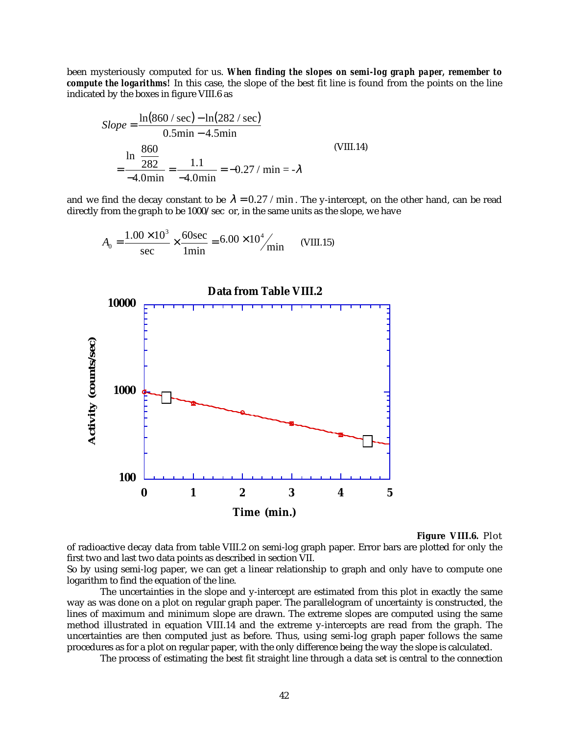been mysteriously computed for us. ***When finding the slopes on semi-log graph paper, remember to compute the logarithms!*** In this case, the slope of the best fit line is found from the points on the line indicated by the boxes in figure VIII.6 as

$$Slope = \frac{\ln(860\ /\sec) - \ln(282\ /\sec)}{0.5\min - 4.5\min}$$
$$= \frac{\ln\dfrac{860}{282}}{-4.0\min} = \frac{1.1}{-4.0\min} = -0.27\ /\min = -\lambda \tag{VIII.14}$$

and we find the decay constant to be $\lambda = 0.27\ /\min$. The y-intercept, on the other hand, can be read directly from the graph to be $1000/\sec$ or, in the same units as the slope, we have

$$A_0 = \frac{1.00\times10^3}{\sec}\times\frac{60\sec}{1\min} = 6.00\times10^4 /_{\min} \tag{VIII.15}$$

**Figure VIII.6.** Plot of radioactive decay data from table VIII.2 on semi-log graph paper. Error bars are plotted for only the first two and last two data points as described in section VII.

So by using semi-log paper, we can get a linear relationship to graph and only have to compute one logarithm to find the equation of the line.

The uncertainties in the slope and y-intercept are estimated from this plot in exactly the same way as was done on a plot on regular graph paper. The parallelogram of uncertainty is constructed, the lines of maximum and minimum slope are drawn. The extreme slopes are computed using the same method illustrated in equation VIII.14 and the extreme y-intercepts are read from the graph. The uncertainties are then computed just as before. Thus, using semi-log graph paper follows the same procedures as for a plot on regular paper, with the only difference being the way the slope is calculated.

The process of estimating the best fit straight line through a data set is central to the connection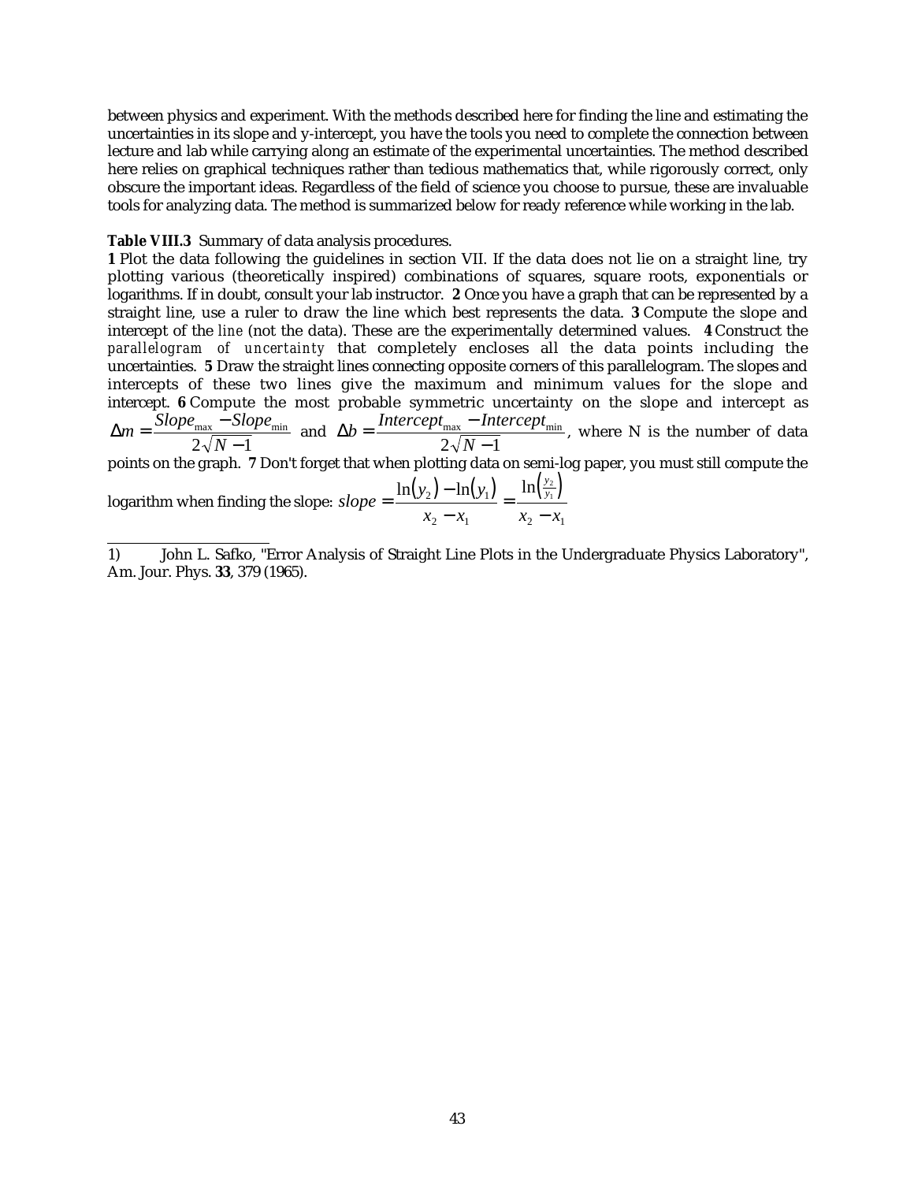between physics and experiment. With the methods described here for finding the line and estimating the uncertainties in its slope and y-intercept, you have the tools you need to complete the connection between lecture and lab while carrying along an estimate of the experimental uncertainties. The method described here relies on graphical techniques rather than tedious mathematics that, while rigorously correct, only obscure the important ideas. Regardless of the field of science you choose to pursue, these are invaluable tools for analyzing data. The method is summarized below for ready reference while working in the lab.

**Table VIII.3** Summary of data analysis procedures.

**1** Plot the data following the guidelines in section VII. If the data does not lie on a straight line, try plotting various (theoretically inspired) combinations of squares, square roots, exponentials or logarithms. If in doubt, consult your lab instructor. **2** Once you have a graph that can be represented by a straight line, use a ruler to draw the line which best represents the data. **3** Compute the slope and intercept of the *line* (not the data). These are the experimentally determined values. **4** Construct the *parallelogram of uncertainty* that completely encloses all the data points including the uncertainties. **5** Draw the straight lines connecting opposite corners of this parallelogram. The slopes and intercepts of these two lines give the maximum and minimum values for the slope and intercept. **6** Compute the most probable symmetric uncertainty on the slope and intercept as $\Delta m = \frac{Slope_{\max} - Slope_{\min}}{2\sqrt{N-1}}$ and $\Delta b = \frac{Intercept_{\max} - Intercept_{\min}}{2\sqrt{N-1}}$, where N is the number of data points on the graph. **7** Don't forget that when plotting data on semi-log paper, you must still compute the logarithm when finding the slope: $slope = \frac{\ln(y_2) - \ln(y_1)}{x_2 - x_1} = \frac{\ln\left(\frac{y_2}{y_1}\right)}{x_2 - x_1}$

---

1) John L. Safko, "Error Analysis of Straight Line Plots in the Undergraduate Physics Laboratory", Am. Jour. Phys. **33**, 379 (1965).